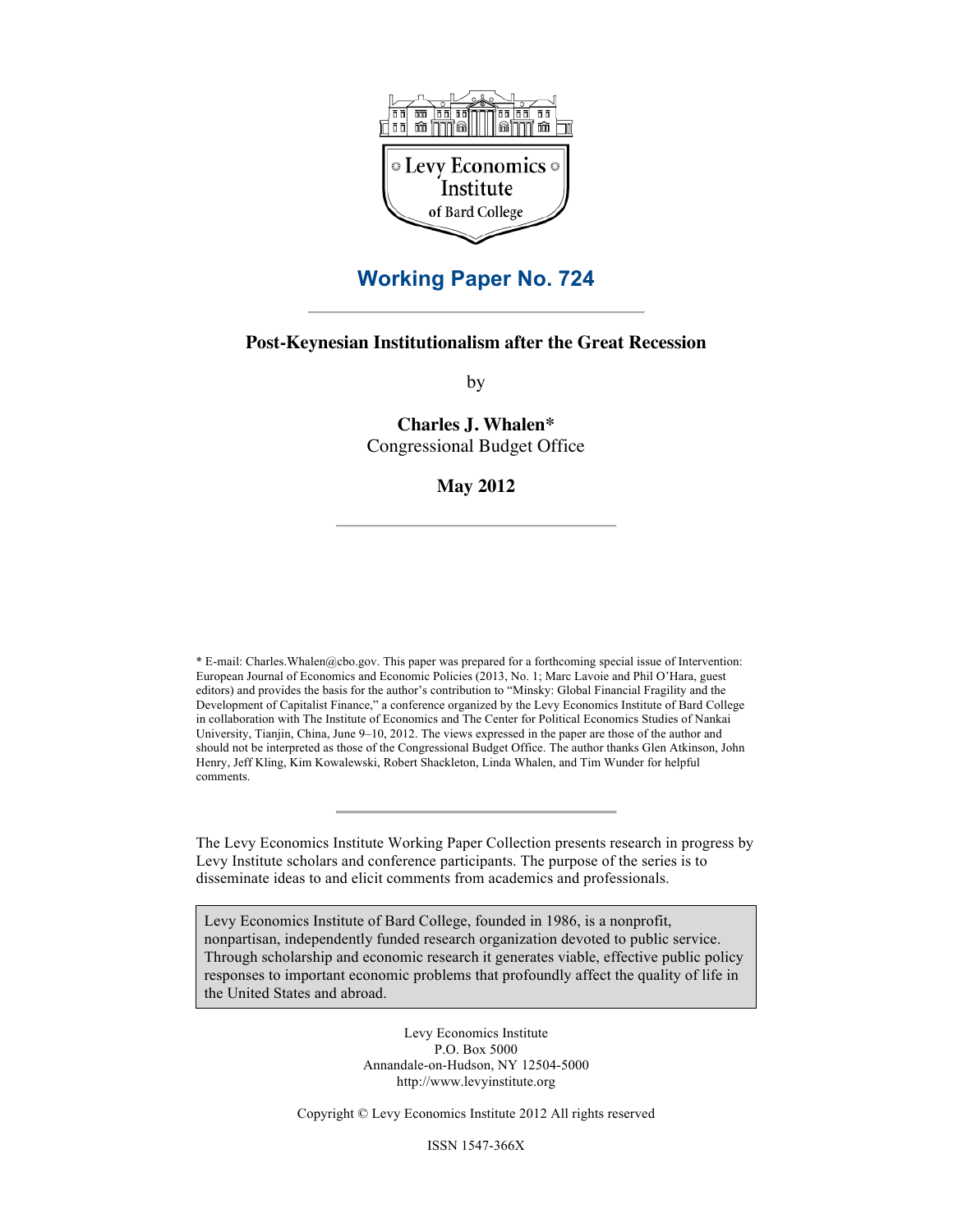Levy Economics Institute of Bard College

# Working Paper No. 724

## Post-Keynesian Institutionalism after the Great Recession

by

**Charles J. Whalen***
Congressional Budget Office

**May 2012**

\* E-mail: Charles.Whalen@cbo.gov. This paper was prepared for a forthcoming special issue of Intervention: European Journal of Economics and Economic Policies (2013, No. 1; Marc Lavoie and Phil O'Hara, guest editors) and provides the basis for the author's contribution to "Minsky: Global Financial Fragility and the Development of Capitalist Finance," a conference organized by the Levy Economics Institute of Bard College in collaboration with The Institute of Economics and The Center for Political Economics Studies of Nankai University, Tianjin, China, June 9–10, 2012. The views expressed in the paper are those of the author and should not be interpreted as those of the Congressional Budget Office. The author thanks Glen Atkinson, John Henry, Jeff Kling, Kim Kowalewski, Robert Shackleton, Linda Whalen, and Tim Wunder for helpful comments.

The Levy Economics Institute Working Paper Collection presents research in progress by Levy Institute scholars and conference participants. The purpose of the series is to disseminate ideas to and elicit comments from academics and professionals.

Levy Economics Institute of Bard College, founded in 1986, is a nonprofit, nonpartisan, independently funded research organization devoted to public service. Through scholarship and economic research it generates viable, effective public policy responses to important economic problems that profoundly affect the quality of life in the United States and abroad.

Levy Economics Institute
P.O. Box 5000
Annandale-on-Hudson, NY 12504-5000
http://www.levyinstitute.org

Copyright © Levy Economics Institute 2012 All rights reserved

ISSN 1547-366X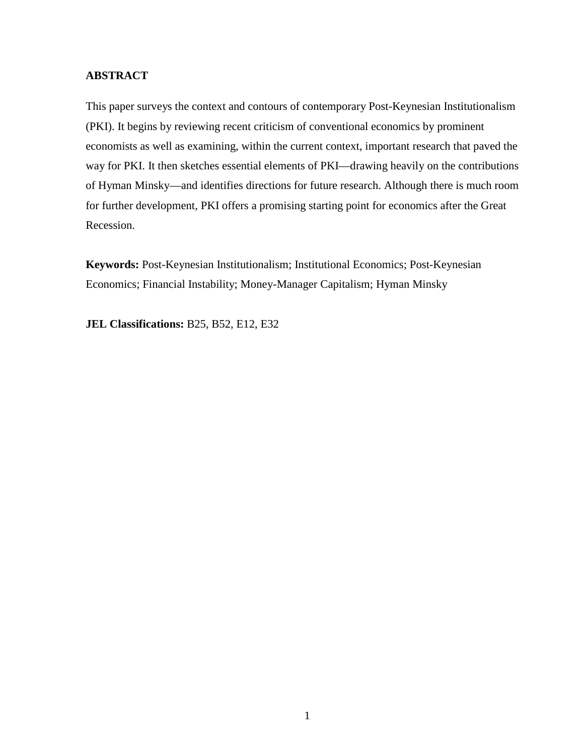## ABSTRACT

This paper surveys the context and contours of contemporary Post-Keynesian Institutionalism (PKI). It begins by reviewing recent criticism of conventional economics by prominent economists as well as examining, within the current context, important research that paved the way for PKI. It then sketches essential elements of PKI—drawing heavily on the contributions of Hyman Minsky—and identifies directions for future research. Although there is much room for further development, PKI offers a promising starting point for economics after the Great Recession.

**Keywords:** Post-Keynesian Institutionalism; Institutional Economics; Post-Keynesian Economics; Financial Instability; Money-Manager Capitalism; Hyman Minsky

**JEL Classifications:** B25, B52, E12, E32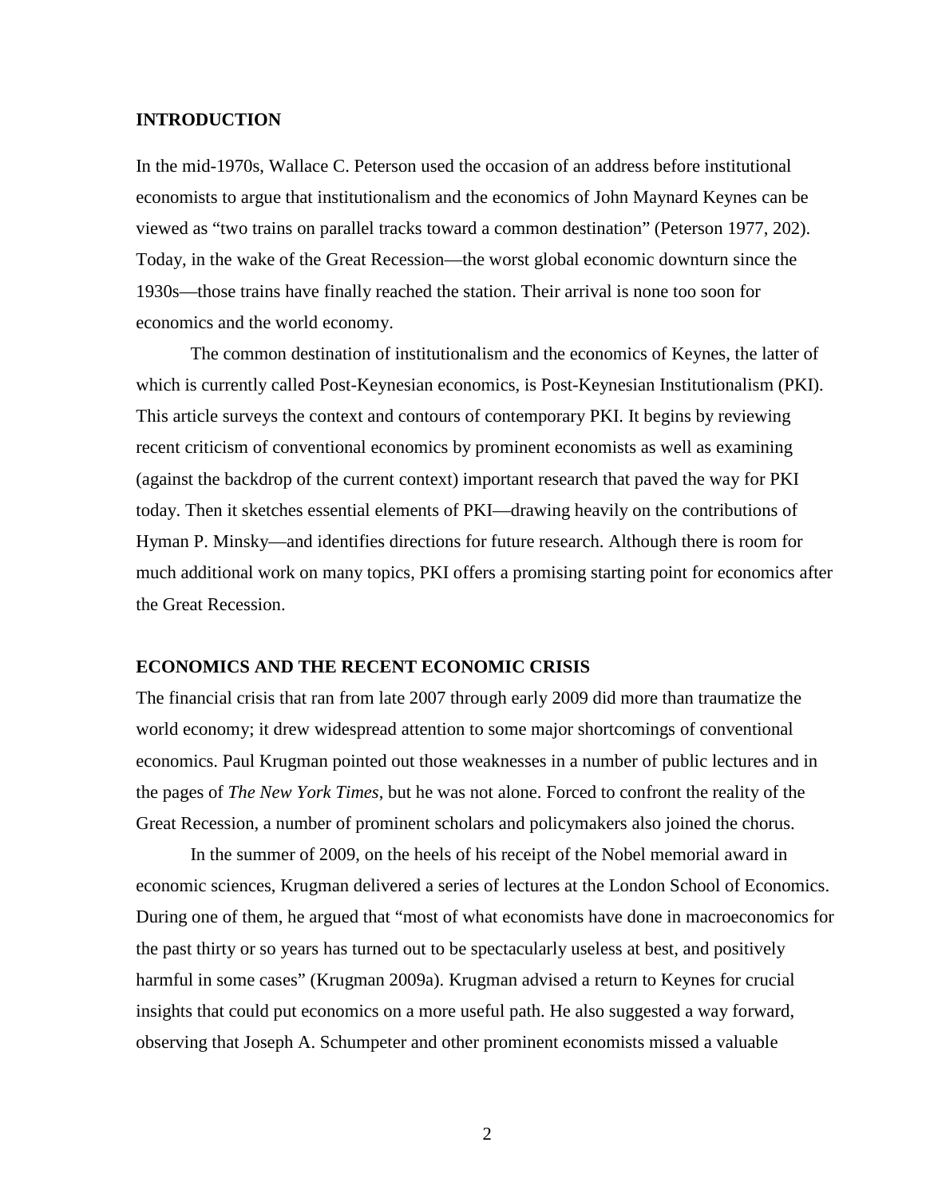## INTRODUCTION

In the mid-1970s, Wallace C. Peterson used the occasion of an address before institutional economists to argue that institutionalism and the economics of John Maynard Keynes can be viewed as "two trains on parallel tracks toward a common destination" (Peterson 1977, 202). Today, in the wake of the Great Recession—the worst global economic downturn since the 1930s—those trains have finally reached the station. Their arrival is none too soon for economics and the world economy.

The common destination of institutionalism and the economics of Keynes, the latter of which is currently called Post-Keynesian economics, is Post-Keynesian Institutionalism (PKI). This article surveys the context and contours of contemporary PKI. It begins by reviewing recent criticism of conventional economics by prominent economists as well as examining (against the backdrop of the current context) important research that paved the way for PKI today. Then it sketches essential elements of PKI—drawing heavily on the contributions of Hyman P. Minsky—and identifies directions for future research. Although there is room for much additional work on many topics, PKI offers a promising starting point for economics after the Great Recession.

## ECONOMICS AND THE RECENT ECONOMIC CRISIS

The financial crisis that ran from late 2007 through early 2009 did more than traumatize the world economy; it drew widespread attention to some major shortcomings of conventional economics. Paul Krugman pointed out those weaknesses in a number of public lectures and in the pages of *The New York Times*, but he was not alone. Forced to confront the reality of the Great Recession, a number of prominent scholars and policymakers also joined the chorus.

In the summer of 2009, on the heels of his receipt of the Nobel memorial award in economic sciences, Krugman delivered a series of lectures at the London School of Economics. During one of them, he argued that "most of what economists have done in macroeconomics for the past thirty or so years has turned out to be spectacularly useless at best, and positively harmful in some cases" (Krugman 2009a). Krugman advised a return to Keynes for crucial insights that could put economics on a more useful path. He also suggested a way forward, observing that Joseph A. Schumpeter and other prominent economists missed a valuable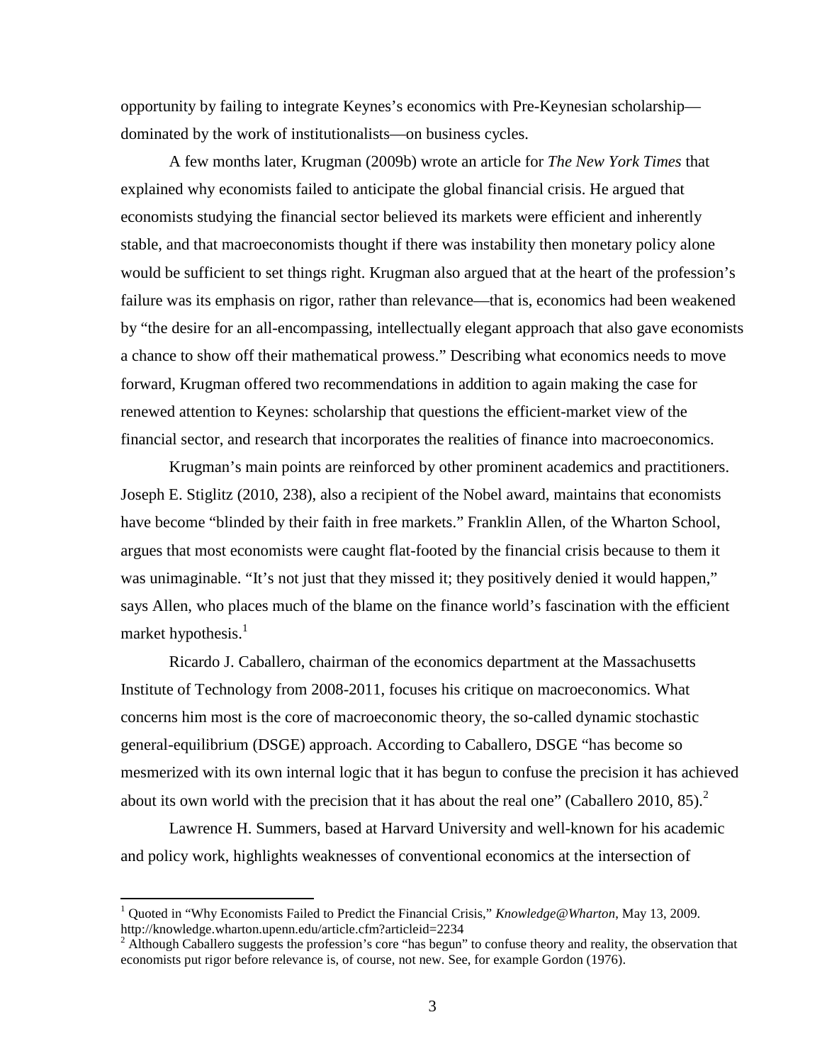opportunity by failing to integrate Keynes's economics with Pre-Keynesian scholarship—dominated by the work of institutionalists—on business cycles.

A few months later, Krugman (2009b) wrote an article for *The New York Times* that explained why economists failed to anticipate the global financial crisis. He argued that economists studying the financial sector believed its markets were efficient and inherently stable, and that macroeconomists thought if there was instability then monetary policy alone would be sufficient to set things right. Krugman also argued that at the heart of the profession's failure was its emphasis on rigor, rather than relevance—that is, economics had been weakened by "the desire for an all-encompassing, intellectually elegant approach that also gave economists a chance to show off their mathematical prowess." Describing what economics needs to move forward, Krugman offered two recommendations in addition to again making the case for renewed attention to Keynes: scholarship that questions the efficient-market view of the financial sector, and research that incorporates the realities of finance into macroeconomics.

Krugman's main points are reinforced by other prominent academics and practitioners. Joseph E. Stiglitz (2010, 238), also a recipient of the Nobel award, maintains that economists have become "blinded by their faith in free markets." Franklin Allen, of the Wharton School, argues that most economists were caught flat-footed by the financial crisis because to them it was unimaginable. "It's not just that they missed it; they positively denied it would happen," says Allen, who places much of the blame on the finance world's fascination with the efficient market hypothesis.[1]

Ricardo J. Caballero, chairman of the economics department at the Massachusetts Institute of Technology from 2008-2011, focuses his critique on macroeconomics. What concerns him most is the core of macroeconomic theory, the so-called dynamic stochastic general-equilibrium (DSGE) approach. According to Caballero, DSGE "has become so mesmerized with its own internal logic that it has begun to confuse the precision it has achieved about its own world with the precision that it has about the real one" (Caballero 2010, 85).[2]

Lawrence H. Summers, based at Harvard University and well-known for his academic and policy work, highlights weaknesses of conventional economics at the intersection of

[1] Quoted in "Why Economists Failed to Predict the Financial Crisis," *Knowledge@Wharton*, May 13, 2009. http://knowledge.wharton.upenn.edu/article.cfm?articleid=2234

[2] Although Caballero suggests the profession's core "has begun" to confuse theory and reality, the observation that economists put rigor before relevance is, of course, not new. See, for example Gordon (1976).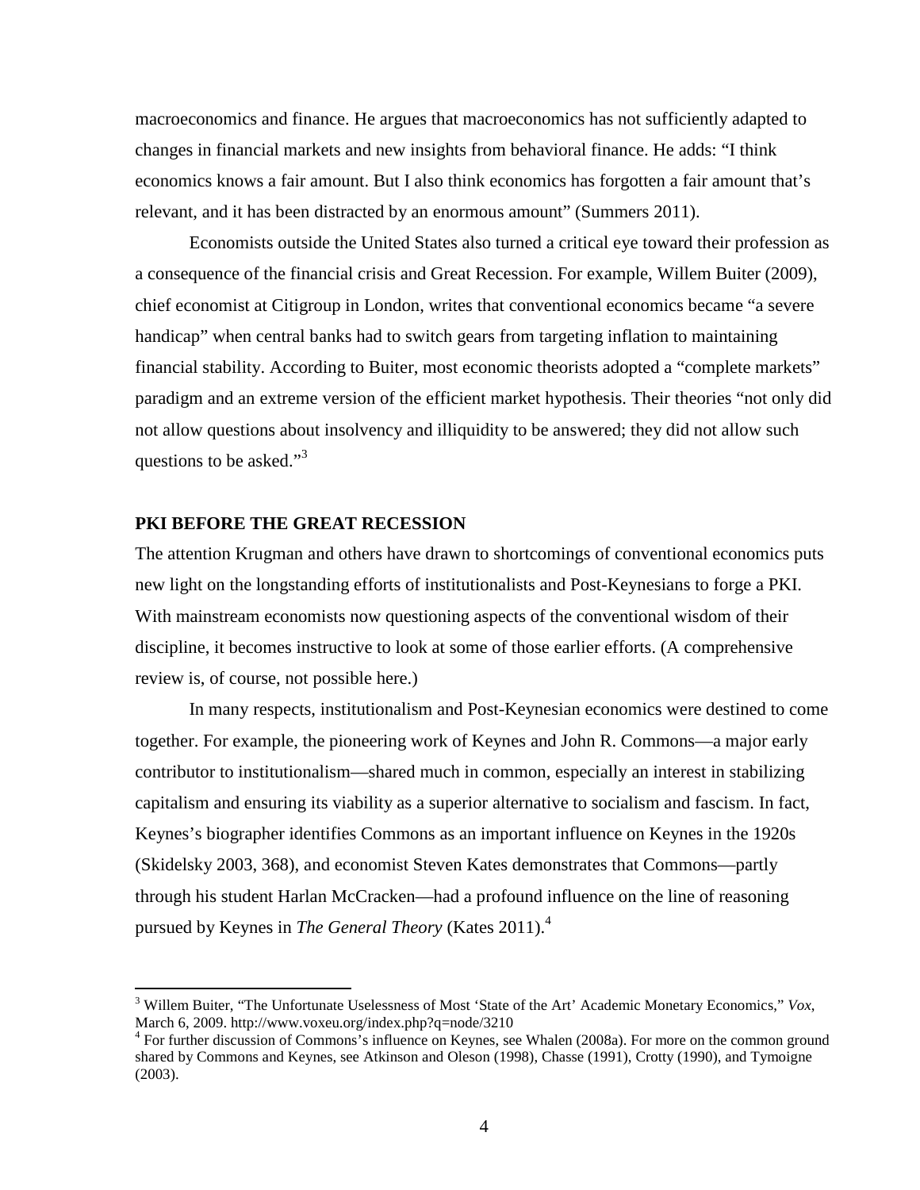macroeconomics and finance. He argues that macroeconomics has not sufficiently adapted to changes in financial markets and new insights from behavioral finance. He adds: "I think economics knows a fair amount. But I also think economics has forgotten a fair amount that's relevant, and it has been distracted by an enormous amount" (Summers 2011).

Economists outside the United States also turned a critical eye toward their profession as a consequence of the financial crisis and Great Recession. For example, Willem Buiter (2009), chief economist at Citigroup in London, writes that conventional economics became "a severe handicap" when central banks had to switch gears from targeting inflation to maintaining financial stability. According to Buiter, most economic theorists adopted a "complete markets" paradigm and an extreme version of the efficient market hypothesis. Their theories "not only did not allow questions about insolvency and illiquidity to be answered; they did not allow such questions to be asked."[3]

## PKI BEFORE THE GREAT RECESSION

The attention Krugman and others have drawn to shortcomings of conventional economics puts new light on the longstanding efforts of institutionalists and Post-Keynesians to forge a PKI. With mainstream economists now questioning aspects of the conventional wisdom of their discipline, it becomes instructive to look at some of those earlier efforts. (A comprehensive review is, of course, not possible here.)

In many respects, institutionalism and Post-Keynesian economics were destined to come together. For example, the pioneering work of Keynes and John R. Commons—a major early contributor to institutionalism—shared much in common, especially an interest in stabilizing capitalism and ensuring its viability as a superior alternative to socialism and fascism. In fact, Keynes's biographer identifies Commons as an important influence on Keynes in the 1920s (Skidelsky 2003, 368), and economist Steven Kates demonstrates that Commons—partly through his student Harlan McCracken—had a profound influence on the line of reasoning pursued by Keynes in *The General Theory* (Kates 2011).[4]

---

[3] Willem Buiter, "The Unfortunate Uselessness of Most 'State of the Art' Academic Monetary Economics," *Vox*, March 6, 2009. http://www.voxeu.org/index.php?q=node/3210

[4] For further discussion of Commons's influence on Keynes, see Whalen (2008a). For more on the common ground shared by Commons and Keynes, see Atkinson and Oleson (1998), Chasse (1991), Crotty (1990), and Tymoigne (2003).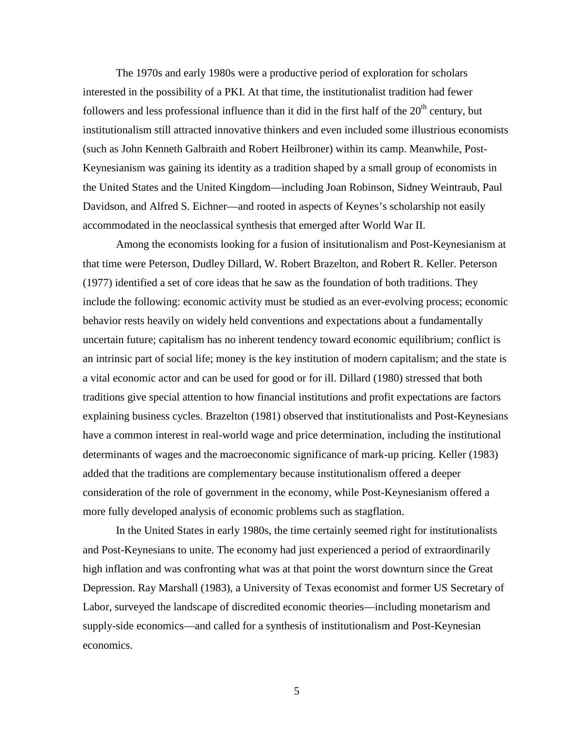The 1970s and early 1980s were a productive period of exploration for scholars interested in the possibility of a PKI. At that time, the institutionalist tradition had fewer followers and less professional influence than it did in the first half of the 20th century, but institutionalism still attracted innovative thinkers and even included some illustrious economists (such as John Kenneth Galbraith and Robert Heilbroner) within its camp. Meanwhile, Post-Keynesianism was gaining its identity as a tradition shaped by a small group of economists in the United States and the United Kingdom—including Joan Robinson, Sidney Weintraub, Paul Davidson, and Alfred S. Eichner—and rooted in aspects of Keynes's scholarship not easily accommodated in the neoclassical synthesis that emerged after World War II.

Among the economists looking for a fusion of insitutionalism and Post-Keynesianism at that time were Peterson, Dudley Dillard, W. Robert Brazelton, and Robert R. Keller. Peterson (1977) identified a set of core ideas that he saw as the foundation of both traditions. They include the following: economic activity must be studied as an ever-evolving process; economic behavior rests heavily on widely held conventions and expectations about a fundamentally uncertain future; capitalism has no inherent tendency toward economic equilibrium; conflict is an intrinsic part of social life; money is the key institution of modern capitalism; and the state is a vital economic actor and can be used for good or for ill. Dillard (1980) stressed that both traditions give special attention to how financial institutions and profit expectations are factors explaining business cycles. Brazelton (1981) observed that institutionalists and Post-Keynesians have a common interest in real-world wage and price determination, including the institutional determinants of wages and the macroeconomic significance of mark-up pricing. Keller (1983) added that the traditions are complementary because institutionalism offered a deeper consideration of the role of government in the economy, while Post-Keynesianism offered a more fully developed analysis of economic problems such as stagflation.

In the United States in early 1980s, the time certainly seemed right for institutionalists and Post-Keynesians to unite. The economy had just experienced a period of extraordinarily high inflation and was confronting what was at that point the worst downturn since the Great Depression. Ray Marshall (1983), a University of Texas economist and former US Secretary of Labor, surveyed the landscape of discredited economic theories—including monetarism and supply-side economics—and called for a synthesis of institutionalism and Post-Keynesian economics.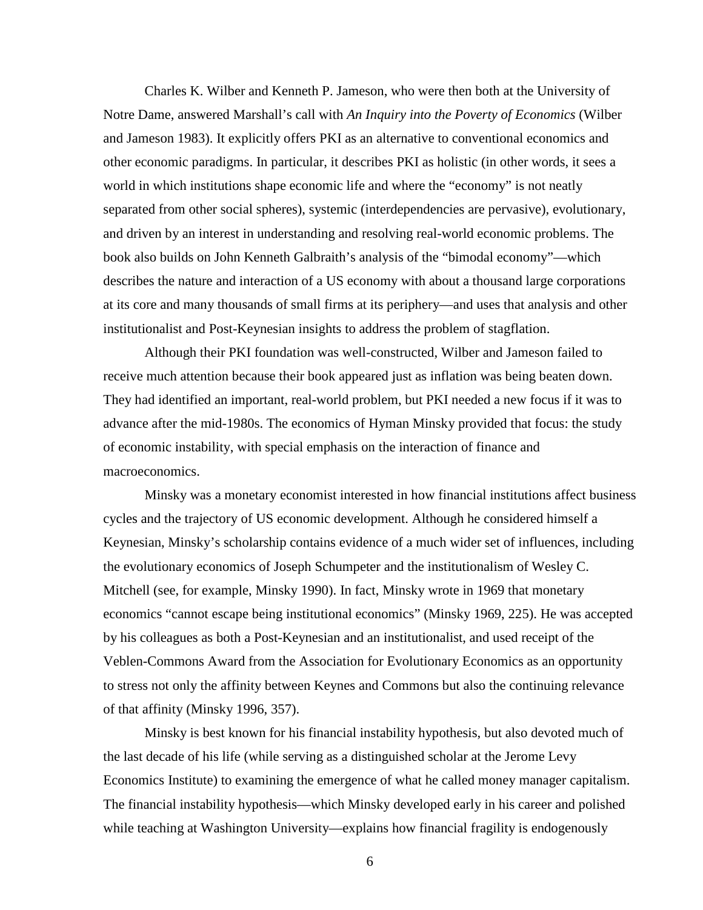Charles K. Wilber and Kenneth P. Jameson, who were then both at the University of Notre Dame, answered Marshall's call with *An Inquiry into the Poverty of Economics* (Wilber and Jameson 1983). It explicitly offers PKI as an alternative to conventional economics and other economic paradigms. In particular, it describes PKI as holistic (in other words, it sees a world in which institutions shape economic life and where the "economy" is not neatly separated from other social spheres), systemic (interdependencies are pervasive), evolutionary, and driven by an interest in understanding and resolving real-world economic problems. The book also builds on John Kenneth Galbraith's analysis of the "bimodal economy"—which describes the nature and interaction of a US economy with about a thousand large corporations at its core and many thousands of small firms at its periphery—and uses that analysis and other institutionalist and Post-Keynesian insights to address the problem of stagflation.

Although their PKI foundation was well-constructed, Wilber and Jameson failed to receive much attention because their book appeared just as inflation was being beaten down. They had identified an important, real-world problem, but PKI needed a new focus if it was to advance after the mid-1980s. The economics of Hyman Minsky provided that focus: the study of economic instability, with special emphasis on the interaction of finance and macroeconomics.

Minsky was a monetary economist interested in how financial institutions affect business cycles and the trajectory of US economic development. Although he considered himself a Keynesian, Minsky's scholarship contains evidence of a much wider set of influences, including the evolutionary economics of Joseph Schumpeter and the institutionalism of Wesley C. Mitchell (see, for example, Minsky 1990). In fact, Minsky wrote in 1969 that monetary economics "cannot escape being institutional economics" (Minsky 1969, 225). He was accepted by his colleagues as both a Post-Keynesian and an institutionalist, and used receipt of the Veblen-Commons Award from the Association for Evolutionary Economics as an opportunity to stress not only the affinity between Keynes and Commons but also the continuing relevance of that affinity (Minsky 1996, 357).

Minsky is best known for his financial instability hypothesis, but also devoted much of the last decade of his life (while serving as a distinguished scholar at the Jerome Levy Economics Institute) to examining the emergence of what he called money manager capitalism. The financial instability hypothesis—which Minsky developed early in his career and polished while teaching at Washington University—explains how financial fragility is endogenously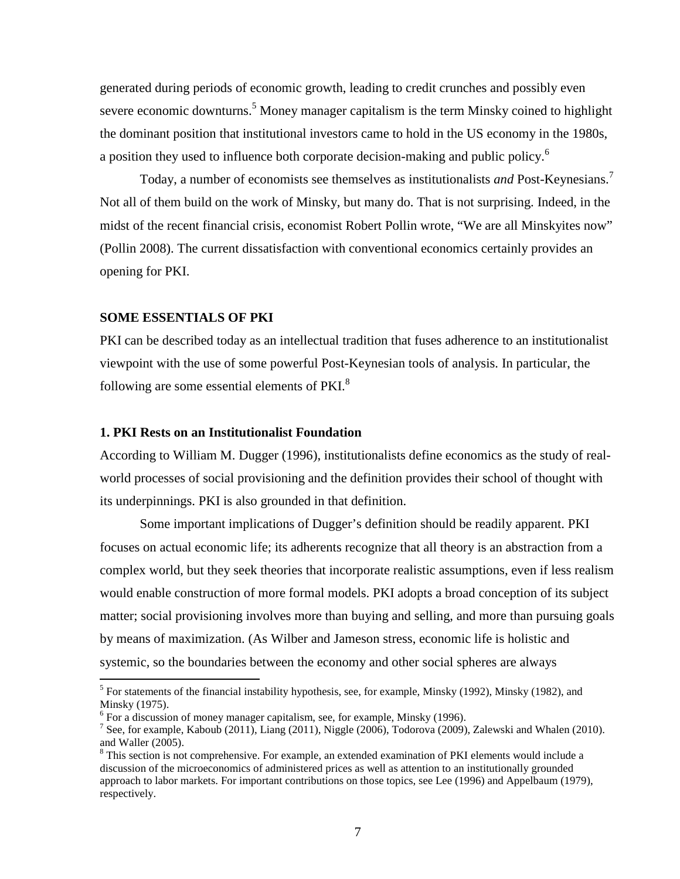generated during periods of economic growth, leading to credit crunches and possibly even severe economic downturns.[5] Money manager capitalism is the term Minsky coined to highlight the dominant position that institutional investors came to hold in the US economy in the 1980s, a position they used to influence both corporate decision-making and public policy.[6]

Today, a number of economists see themselves as institutionalists *and* Post-Keynesians.[7] Not all of them build on the work of Minsky, but many do. That is not surprising. Indeed, in the midst of the recent financial crisis, economist Robert Pollin wrote, "We are all Minskyites now" (Pollin 2008). The current dissatisfaction with conventional economics certainly provides an opening for PKI.

## SOME ESSENTIALS OF PKI

PKI can be described today as an intellectual tradition that fuses adherence to an institutionalist viewpoint with the use of some powerful Post-Keynesian tools of analysis. In particular, the following are some essential elements of PKI.[8]

### 1. PKI Rests on an Institutionalist Foundation

According to William M. Dugger (1996), institutionalists define economics as the study of real-world processes of social provisioning and the definition provides their school of thought with its underpinnings. PKI is also grounded in that definition.

Some important implications of Dugger's definition should be readily apparent. PKI focuses on actual economic life; its adherents recognize that all theory is an abstraction from a complex world, but they seek theories that incorporate realistic assumptions, even if less realism would enable construction of more formal models. PKI adopts a broad conception of its subject matter; social provisioning involves more than buying and selling, and more than pursuing goals by means of maximization. (As Wilber and Jameson stress, economic life is holistic and systemic, so the boundaries between the economy and other social spheres are always

---

[5] For statements of the financial instability hypothesis, see, for example, Minsky (1992), Minsky (1982), and Minsky (1975).

[6] For a discussion of money manager capitalism, see, for example, Minsky (1996).

[7] See, for example, Kaboub (2011), Liang (2011), Niggle (2006), Todorova (2009), Zalewski and Whalen (2010). and Waller (2005).

[8] This section is not comprehensive. For example, an extended examination of PKI elements would include a discussion of the microeconomics of administered prices as well as attention to an institutionally grounded approach to labor markets. For important contributions on those topics, see Lee (1996) and Appelbaum (1979), respectively.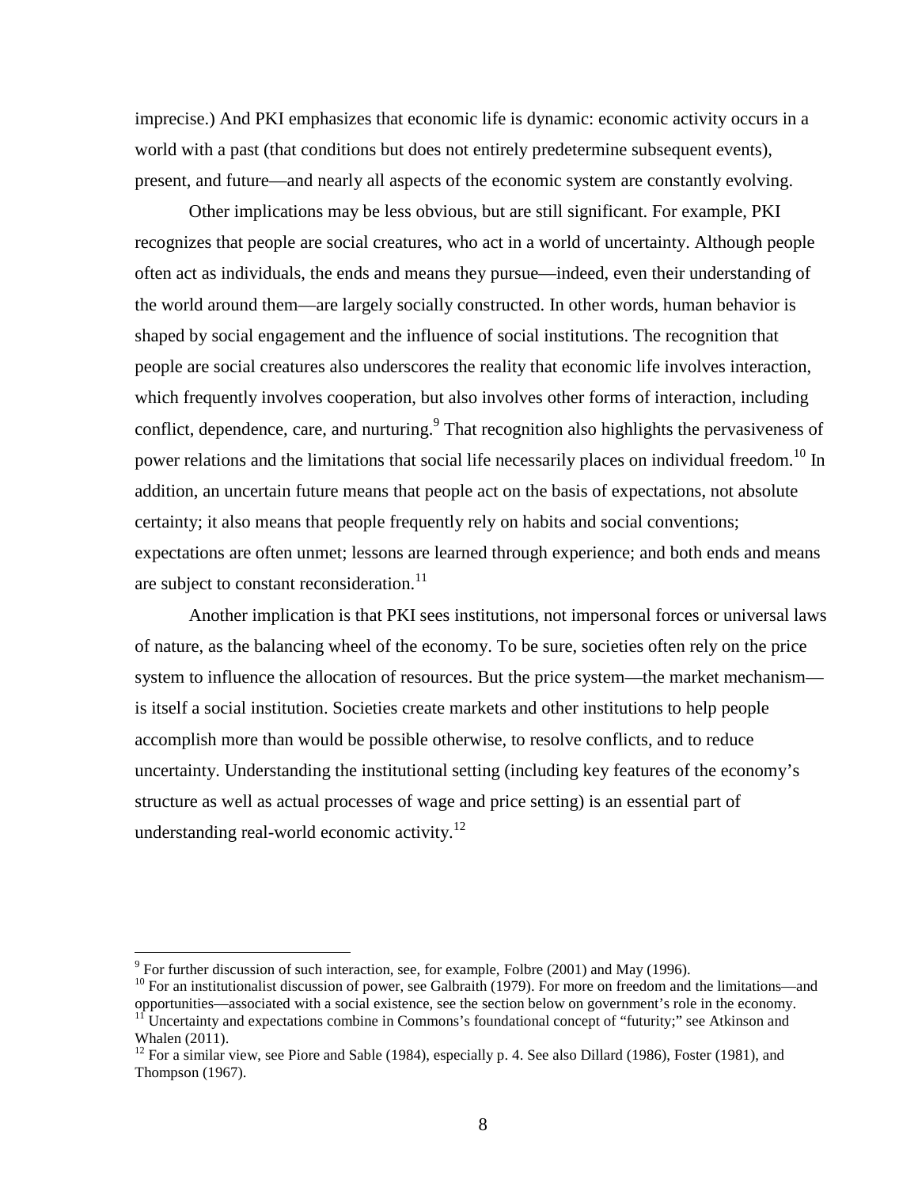imprecise.) And PKI emphasizes that economic life is dynamic: economic activity occurs in a world with a past (that conditions but does not entirely predetermine subsequent events), present, and future—and nearly all aspects of the economic system are constantly evolving.

Other implications may be less obvious, but are still significant. For example, PKI recognizes that people are social creatures, who act in a world of uncertainty. Although people often act as individuals, the ends and means they pursue—indeed, even their understanding of the world around them—are largely socially constructed. In other words, human behavior is shaped by social engagement and the influence of social institutions. The recognition that people are social creatures also underscores the reality that economic life involves interaction, which frequently involves cooperation, but also involves other forms of interaction, including conflict, dependence, care, and nurturing.[9] That recognition also highlights the pervasiveness of power relations and the limitations that social life necessarily places on individual freedom.[10] In addition, an uncertain future means that people act on the basis of expectations, not absolute certainty; it also means that people frequently rely on habits and social conventions; expectations are often unmet; lessons are learned through experience; and both ends and means are subject to constant reconsideration.[11]

Another implication is that PKI sees institutions, not impersonal forces or universal laws of nature, as the balancing wheel of the economy. To be sure, societies often rely on the price system to influence the allocation of resources. But the price system—the market mechanism—is itself a social institution. Societies create markets and other institutions to help people accomplish more than would be possible otherwise, to resolve conflicts, and to reduce uncertainty. Understanding the institutional setting (including key features of the economy's structure as well as actual processes of wage and price setting) is an essential part of understanding real-world economic activity.[12]

---

[9] For further discussion of such interaction, see, for example, Folbre (2001) and May (1996).

[10] For an institutionalist discussion of power, see Galbraith (1979). For more on freedom and the limitations—and opportunities—associated with a social existence, see the section below on government's role in the economy.

[11] Uncertainty and expectations combine in Commons's foundational concept of "futurity;" see Atkinson and Whalen (2011).

[12] For a similar view, see Piore and Sable (1984), especially p. 4. See also Dillard (1986), Foster (1981), and Thompson (1967).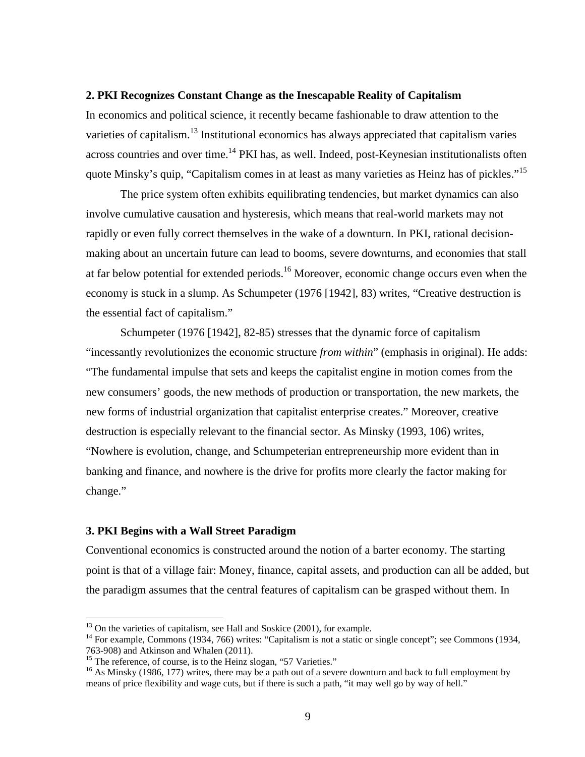## 2. PKI Recognizes Constant Change as the Inescapable Reality of Capitalism

In economics and political science, it recently became fashionable to draw attention to the varieties of capitalism.[13] Institutional economics has always appreciated that capitalism varies across countries and over time.[14] PKI has, as well. Indeed, post-Keynesian institutionalists often quote Minsky's quip, "Capitalism comes in at least as many varieties as Heinz has of pickles."[15]

The price system often exhibits equilibrating tendencies, but market dynamics can also involve cumulative causation and hysteresis, which means that real-world markets may not rapidly or even fully correct themselves in the wake of a downturn. In PKI, rational decision-making about an uncertain future can lead to booms, severe downturns, and economies that stall at far below potential for extended periods.[16] Moreover, economic change occurs even when the economy is stuck in a slump. As Schumpeter (1976 [1942], 83) writes, "Creative destruction is the essential fact of capitalism."

Schumpeter (1976 [1942], 82-85) stresses that the dynamic force of capitalism "incessantly revolutionizes the economic structure *from within*" (emphasis in original). He adds: "The fundamental impulse that sets and keeps the capitalist engine in motion comes from the new consumers' goods, the new methods of production or transportation, the new markets, the new forms of industrial organization that capitalist enterprise creates." Moreover, creative destruction is especially relevant to the financial sector. As Minsky (1993, 106) writes, "Nowhere is evolution, change, and Schumpeterian entrepreneurship more evident than in banking and finance, and nowhere is the drive for profits more clearly the factor making for change."

## 3. PKI Begins with a Wall Street Paradigm

Conventional economics is constructed around the notion of a barter economy. The starting point is that of a village fair: Money, finance, capital assets, and production can all be added, but the paradigm assumes that the central features of capitalism can be grasped without them. In

---

[13] On the varieties of capitalism, see Hall and Soskice (2001), for example.

[14] For example, Commons (1934, 766) writes: "Capitalism is not a static or single concept"; see Commons (1934, 763-908) and Atkinson and Whalen (2011).

[15] The reference, of course, is to the Heinz slogan, "57 Varieties."

[16] As Minsky (1986, 177) writes, there may be a path out of a severe downturn and back to full employment by means of price flexibility and wage cuts, but if there is such a path, "it may well go by way of hell."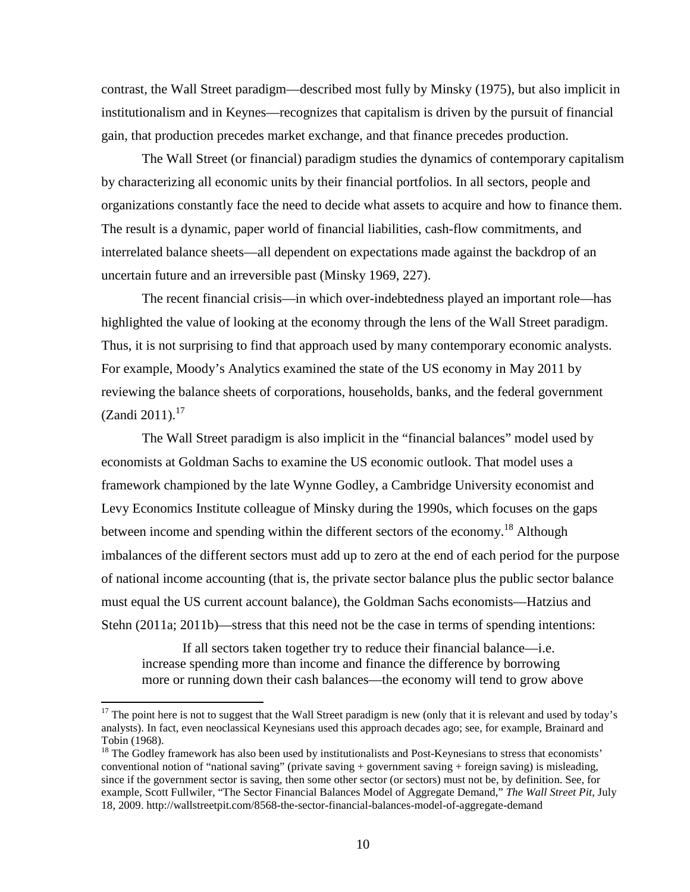contrast, the Wall Street paradigm—described most fully by Minsky (1975), but also implicit in institutionalism and in Keynes—recognizes that capitalism is driven by the pursuit of financial gain, that production precedes market exchange, and that finance precedes production.

The Wall Street (or financial) paradigm studies the dynamics of contemporary capitalism by characterizing all economic units by their financial portfolios. In all sectors, people and organizations constantly face the need to decide what assets to acquire and how to finance them. The result is a dynamic, paper world of financial liabilities, cash-flow commitments, and interrelated balance sheets—all dependent on expectations made against the backdrop of an uncertain future and an irreversible past (Minsky 1969, 227).

The recent financial crisis—in which over-indebtedness played an important role—has highlighted the value of looking at the economy through the lens of the Wall Street paradigm. Thus, it is not surprising to find that approach used by many contemporary economic analysts. For example, Moody's Analytics examined the state of the US economy in May 2011 by reviewing the balance sheets of corporations, households, banks, and the federal government (Zandi 2011).[17]

The Wall Street paradigm is also implicit in the "financial balances" model used by economists at Goldman Sachs to examine the US economic outlook. That model uses a framework championed by the late Wynne Godley, a Cambridge University economist and Levy Economics Institute colleague of Minsky during the 1990s, which focuses on the gaps between income and spending within the different sectors of the economy.[18] Although imbalances of the different sectors must add up to zero at the end of each period for the purpose of national income accounting (that is, the private sector balance plus the public sector balance must equal the US current account balance), the Goldman Sachs economists—Hatzius and Stehn (2011a; 2011b)—stress that this need not be the case in terms of spending intentions:

> If all sectors taken together try to reduce their financial balance—i.e. increase spending more than income and finance the difference by borrowing more or running down their cash balances—the economy will tend to grow above

---

[17] The point here is not to suggest that the Wall Street paradigm is new (only that it is relevant and used by today's analysts). In fact, even neoclassical Keynesians used this approach decades ago; see, for example, Brainard and Tobin (1968).

[18] The Godley framework has also been used by institutionalists and Post-Keynesians to stress that economists' conventional notion of "national saving" (private saving + government saving + foreign saving) is misleading, since if the government sector is saving, then some other sector (or sectors) must not be, by definition. See, for example, Scott Fullwiler, "The Sector Financial Balances Model of Aggregate Demand," *The Wall Street Pit*, July 18, 2009. http://wallstreetpit.com/8568-the-sector-financial-balances-model-of-aggregate-demand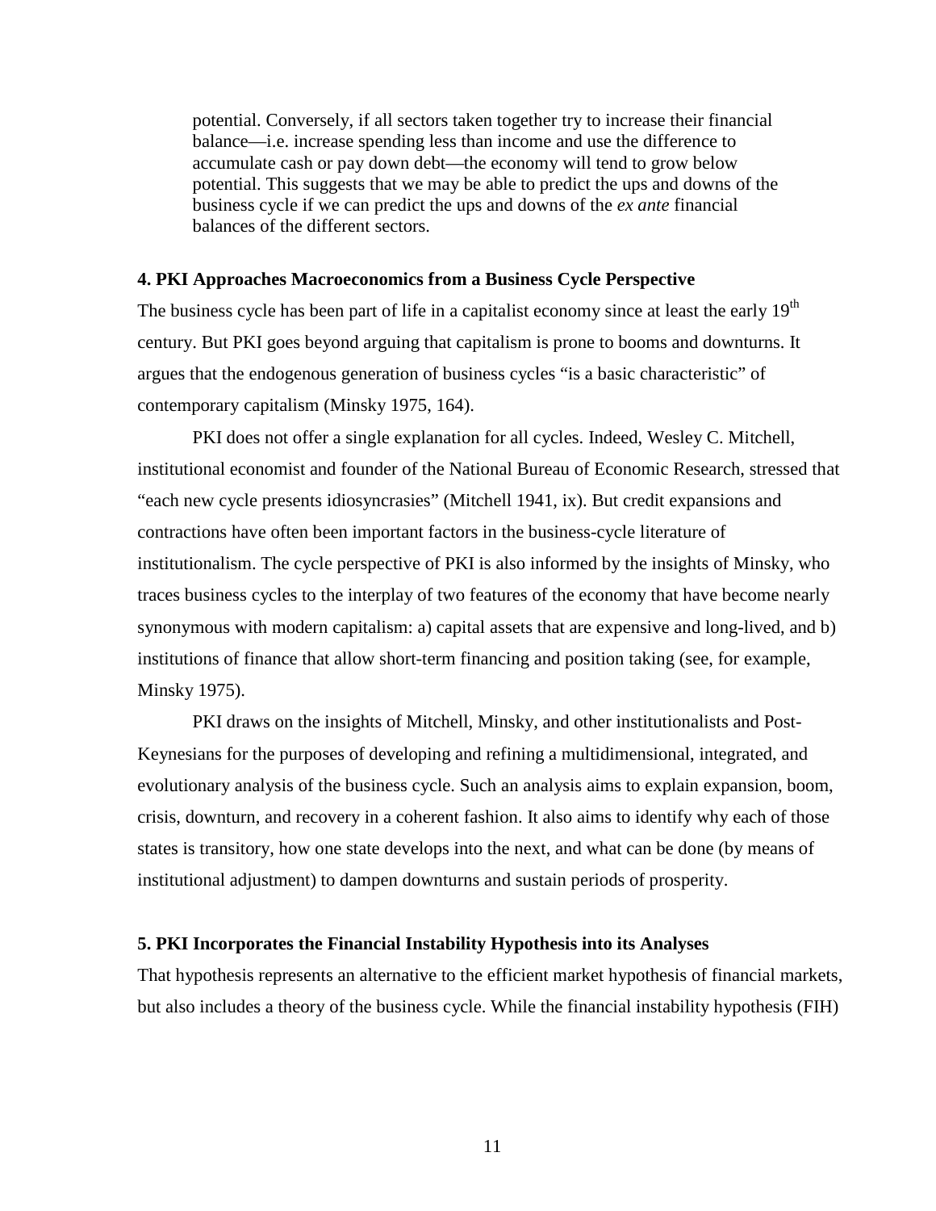> potential. Conversely, if all sectors taken together try to increase their financial balance—i.e. increase spending less than income and use the difference to accumulate cash or pay down debt—the economy will tend to grow below potential. This suggests that we may be able to predict the ups and downs of the business cycle if we can predict the ups and downs of the *ex ante* financial balances of the different sectors.

### 4. PKI Approaches Macroeconomics from a Business Cycle Perspective

The business cycle has been part of life in a capitalist economy since at least the early 19th century. But PKI goes beyond arguing that capitalism is prone to booms and downturns. It argues that the endogenous generation of business cycles "is a basic characteristic" of contemporary capitalism (Minsky 1975, 164).

PKI does not offer a single explanation for all cycles. Indeed, Wesley C. Mitchell, institutional economist and founder of the National Bureau of Economic Research, stressed that "each new cycle presents idiosyncrasies" (Mitchell 1941, ix). But credit expansions and contractions have often been important factors in the business-cycle literature of institutionalism. The cycle perspective of PKI is also informed by the insights of Minsky, who traces business cycles to the interplay of two features of the economy that have become nearly synonymous with modern capitalism: a) capital assets that are expensive and long-lived, and b) institutions of finance that allow short-term financing and position taking (see, for example, Minsky 1975).

PKI draws on the insights of Mitchell, Minsky, and other institutionalists and Post-Keynesians for the purposes of developing and refining a multidimensional, integrated, and evolutionary analysis of the business cycle. Such an analysis aims to explain expansion, boom, crisis, downturn, and recovery in a coherent fashion. It also aims to identify why each of those states is transitory, how one state develops into the next, and what can be done (by means of institutional adjustment) to dampen downturns and sustain periods of prosperity.

### 5. PKI Incorporates the Financial Instability Hypothesis into its Analyses

That hypothesis represents an alternative to the efficient market hypothesis of financial markets, but also includes a theory of the business cycle. While the financial instability hypothesis (FIH)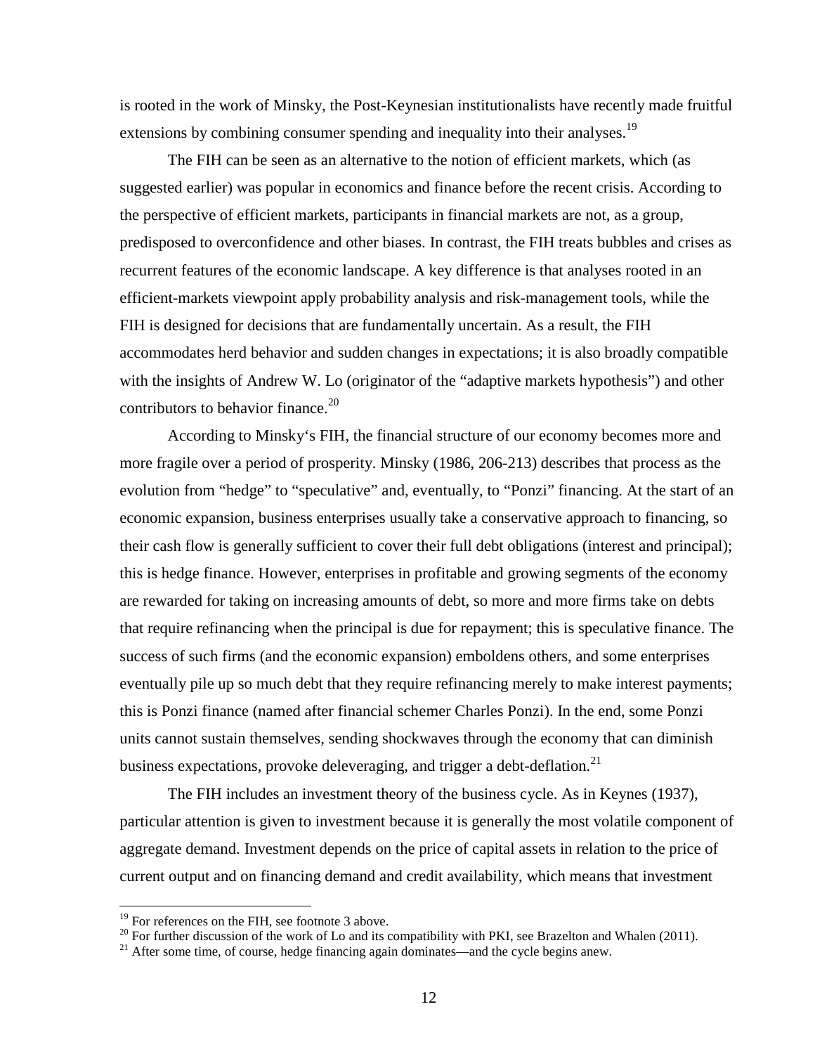is rooted in the work of Minsky, the Post-Keynesian institutionalists have recently made fruitful extensions by combining consumer spending and inequality into their analyses.[19]

The FIH can be seen as an alternative to the notion of efficient markets, which (as suggested earlier) was popular in economics and finance before the recent crisis. According to the perspective of efficient markets, participants in financial markets are not, as a group, predisposed to overconfidence and other biases. In contrast, the FIH treats bubbles and crises as recurrent features of the economic landscape. A key difference is that analyses rooted in an efficient-markets viewpoint apply probability analysis and risk-management tools, while the FIH is designed for decisions that are fundamentally uncertain. As a result, the FIH accommodates herd behavior and sudden changes in expectations; it is also broadly compatible with the insights of Andrew W. Lo (originator of the "adaptive markets hypothesis") and other contributors to behavior finance.[20]

According to Minsky's FIH, the financial structure of our economy becomes more and more fragile over a period of prosperity. Minsky (1986, 206-213) describes that process as the evolution from "hedge" to "speculative" and, eventually, to "Ponzi" financing. At the start of an economic expansion, business enterprises usually take a conservative approach to financing, so their cash flow is generally sufficient to cover their full debt obligations (interest and principal); this is hedge finance. However, enterprises in profitable and growing segments of the economy are rewarded for taking on increasing amounts of debt, so more and more firms take on debts that require refinancing when the principal is due for repayment; this is speculative finance. The success of such firms (and the economic expansion) emboldens others, and some enterprises eventually pile up so much debt that they require refinancing merely to make interest payments; this is Ponzi finance (named after financial schemer Charles Ponzi). In the end, some Ponzi units cannot sustain themselves, sending shockwaves through the economy that can diminish business expectations, provoke deleveraging, and trigger a debt-deflation.[21]

The FIH includes an investment theory of the business cycle. As in Keynes (1937), particular attention is given to investment because it is generally the most volatile component of aggregate demand. Investment depends on the price of capital assets in relation to the price of current output and on financing demand and credit availability, which means that investment

---

[19] For references on the FIH, see footnote 3 above.

[20] For further discussion of the work of Lo and its compatibility with PKI, see Brazelton and Whalen (2011).

[21] After some time, of course, hedge financing again dominates—and the cycle begins anew.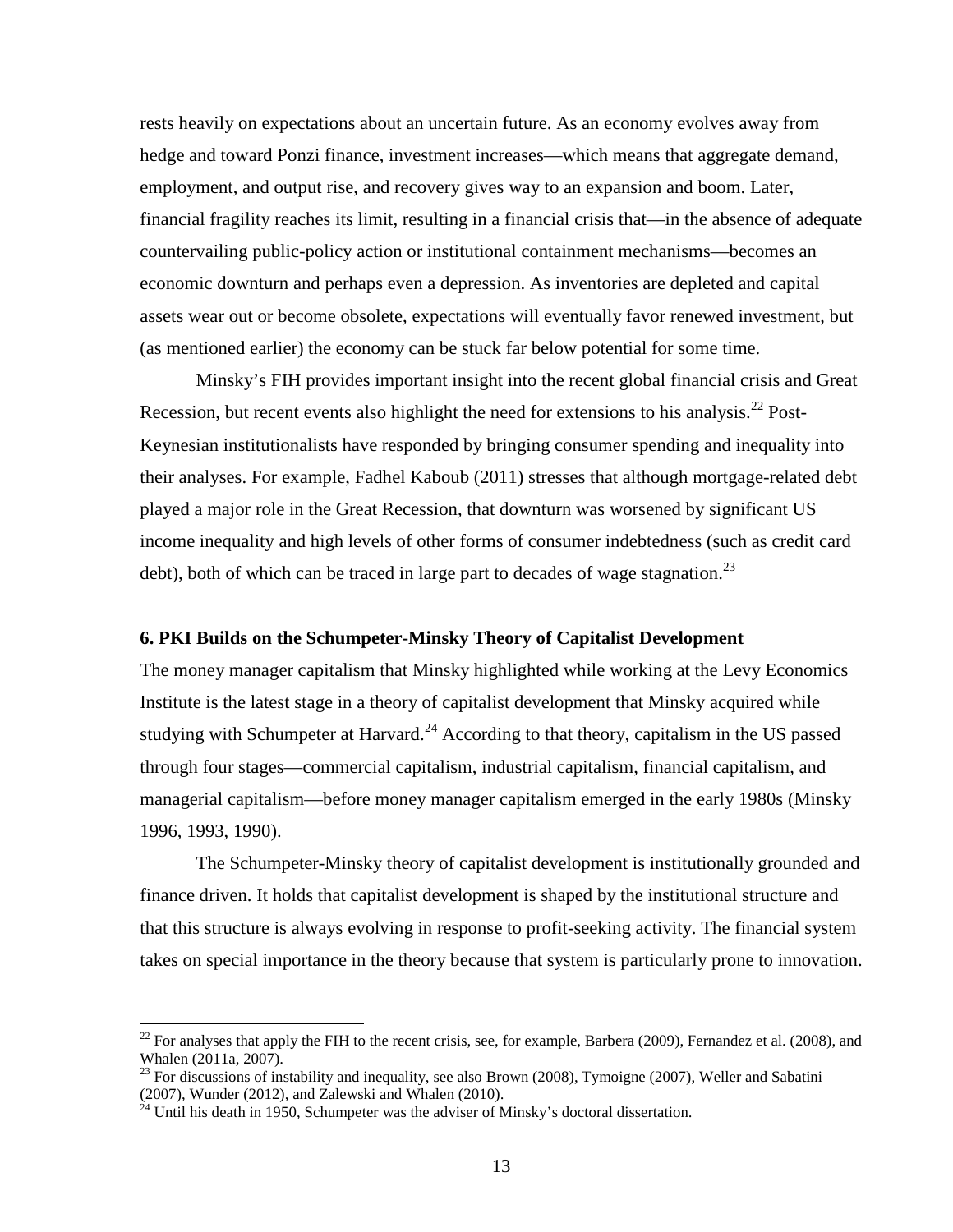rests heavily on expectations about an uncertain future. As an economy evolves away from hedge and toward Ponzi finance, investment increases—which means that aggregate demand, employment, and output rise, and recovery gives way to an expansion and boom. Later, financial fragility reaches its limit, resulting in a financial crisis that—in the absence of adequate countervailing public-policy action or institutional containment mechanisms—becomes an economic downturn and perhaps even a depression. As inventories are depleted and capital assets wear out or become obsolete, expectations will eventually favor renewed investment, but (as mentioned earlier) the economy can be stuck far below potential for some time.

Minsky's FIH provides important insight into the recent global financial crisis and Great Recession, but recent events also highlight the need for extensions to his analysis.[22] Post-Keynesian institutionalists have responded by bringing consumer spending and inequality into their analyses. For example, Fadhel Kaboub (2011) stresses that although mortgage-related debt played a major role in the Great Recession, that downturn was worsened by significant US income inequality and high levels of other forms of consumer indebtedness (such as credit card debt), both of which can be traced in large part to decades of wage stagnation.[23]

### 6. PKI Builds on the Schumpeter-Minsky Theory of Capitalist Development

The money manager capitalism that Minsky highlighted while working at the Levy Economics Institute is the latest stage in a theory of capitalist development that Minsky acquired while studying with Schumpeter at Harvard.[24] According to that theory, capitalism in the US passed through four stages—commercial capitalism, industrial capitalism, financial capitalism, and managerial capitalism—before money manager capitalism emerged in the early 1980s (Minsky 1996, 1993, 1990).

The Schumpeter-Minsky theory of capitalist development is institutionally grounded and finance driven. It holds that capitalist development is shaped by the institutional structure and that this structure is always evolving in response to profit-seeking activity. The financial system takes on special importance in the theory because that system is particularly prone to innovation.

---

[22] For analyses that apply the FIH to the recent crisis, see, for example, Barbera (2009), Fernandez et al. (2008), and Whalen (2011a, 2007).

[23] For discussions of instability and inequality, see also Brown (2008), Tymoigne (2007), Weller and Sabatini (2007), Wunder (2012), and Zalewski and Whalen (2010).

[24] Until his death in 1950, Schumpeter was the adviser of Minsky's doctoral dissertation.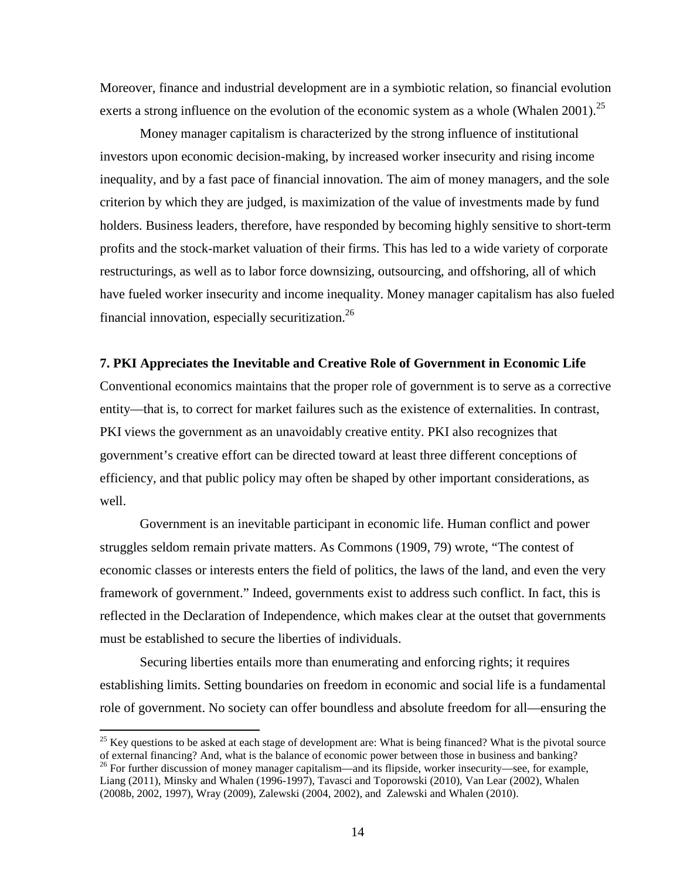Moreover, finance and industrial development are in a symbiotic relation, so financial evolution exerts a strong influence on the evolution of the economic system as a whole (Whalen 2001).[25]

Money manager capitalism is characterized by the strong influence of institutional investors upon economic decision-making, by increased worker insecurity and rising income inequality, and by a fast pace of financial innovation. The aim of money managers, and the sole criterion by which they are judged, is maximization of the value of investments made by fund holders. Business leaders, therefore, have responded by becoming highly sensitive to short-term profits and the stock-market valuation of their firms. This has led to a wide variety of corporate restructurings, as well as to labor force downsizing, outsourcing, and offshoring, all of which have fueled worker insecurity and income inequality. Money manager capitalism has also fueled financial innovation, especially securitization.[26]

### 7. PKI Appreciates the Inevitable and Creative Role of Government in Economic Life

Conventional economics maintains that the proper role of government is to serve as a corrective entity—that is, to correct for market failures such as the existence of externalities. In contrast, PKI views the government as an unavoidably creative entity. PKI also recognizes that government's creative effort can be directed toward at least three different conceptions of efficiency, and that public policy may often be shaped by other important considerations, as well.

Government is an inevitable participant in economic life. Human conflict and power struggles seldom remain private matters. As Commons (1909, 79) wrote, "The contest of economic classes or interests enters the field of politics, the laws of the land, and even the very framework of government." Indeed, governments exist to address such conflict. In fact, this is reflected in the Declaration of Independence, which makes clear at the outset that governments must be established to secure the liberties of individuals.

Securing liberties entails more than enumerating and enforcing rights; it requires establishing limits. Setting boundaries on freedom in economic and social life is a fundamental role of government. No society can offer boundless and absolute freedom for all—ensuring the

---

[25] Key questions to be asked at each stage of development are: What is being financed? What is the pivotal source of external financing? And, what is the balance of economic power between those in business and banking?

[26] For further discussion of money manager capitalism—and its flipside, worker insecurity—see, for example, Liang (2011), Minsky and Whalen (1996-1997), Tavasci and Toporowski (2010), Van Lear (2002), Whalen (2008b, 2002, 1997), Wray (2009), Zalewski (2004, 2002), and Zalewski and Whalen (2010).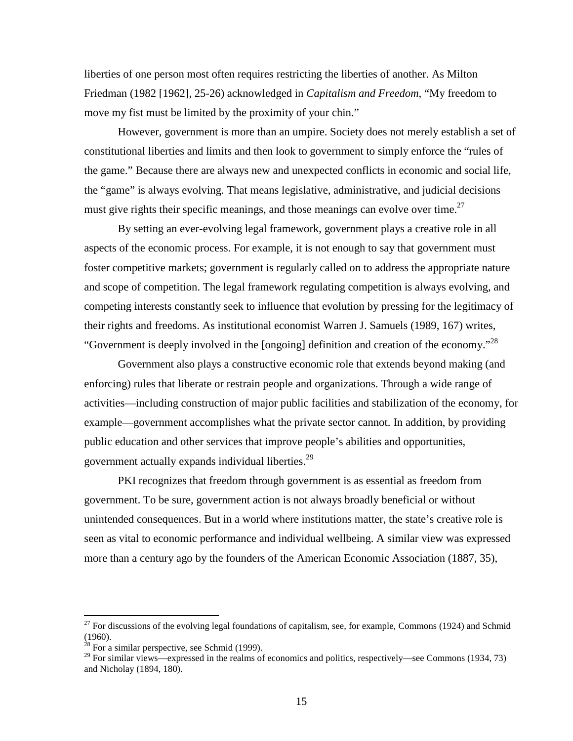liberties of one person most often requires restricting the liberties of another. As Milton Friedman (1982 [1962], 25-26) acknowledged in *Capitalism and Freedom*, "My freedom to move my fist must be limited by the proximity of your chin."

However, government is more than an umpire. Society does not merely establish a set of constitutional liberties and limits and then look to government to simply enforce the "rules of the game." Because there are always new and unexpected conflicts in economic and social life, the "game" is always evolving. That means legislative, administrative, and judicial decisions must give rights their specific meanings, and those meanings can evolve over time.[27]

By setting an ever-evolving legal framework, government plays a creative role in all aspects of the economic process. For example, it is not enough to say that government must foster competitive markets; government is regularly called on to address the appropriate nature and scope of competition. The legal framework regulating competition is always evolving, and competing interests constantly seek to influence that evolution by pressing for the legitimacy of their rights and freedoms. As institutional economist Warren J. Samuels (1989, 167) writes, "Government is deeply involved in the [ongoing] definition and creation of the economy."[28]

Government also plays a constructive economic role that extends beyond making (and enforcing) rules that liberate or restrain people and organizations. Through a wide range of activities—including construction of major public facilities and stabilization of the economy, for example—government accomplishes what the private sector cannot. In addition, by providing public education and other services that improve people's abilities and opportunities, government actually expands individual liberties.[29]

PKI recognizes that freedom through government is as essential as freedom from government. To be sure, government action is not always broadly beneficial or without unintended consequences. But in a world where institutions matter, the state's creative role is seen as vital to economic performance and individual wellbeing. A similar view was expressed more than a century ago by the founders of the American Economic Association (1887, 35),

---

[27] For discussions of the evolving legal foundations of capitalism, see, for example, Commons (1924) and Schmid (1960).

[28] For a similar perspective, see Schmid (1999).

[29] For similar views—expressed in the realms of economics and politics, respectively—see Commons (1934, 73) and Nicholay (1894, 180).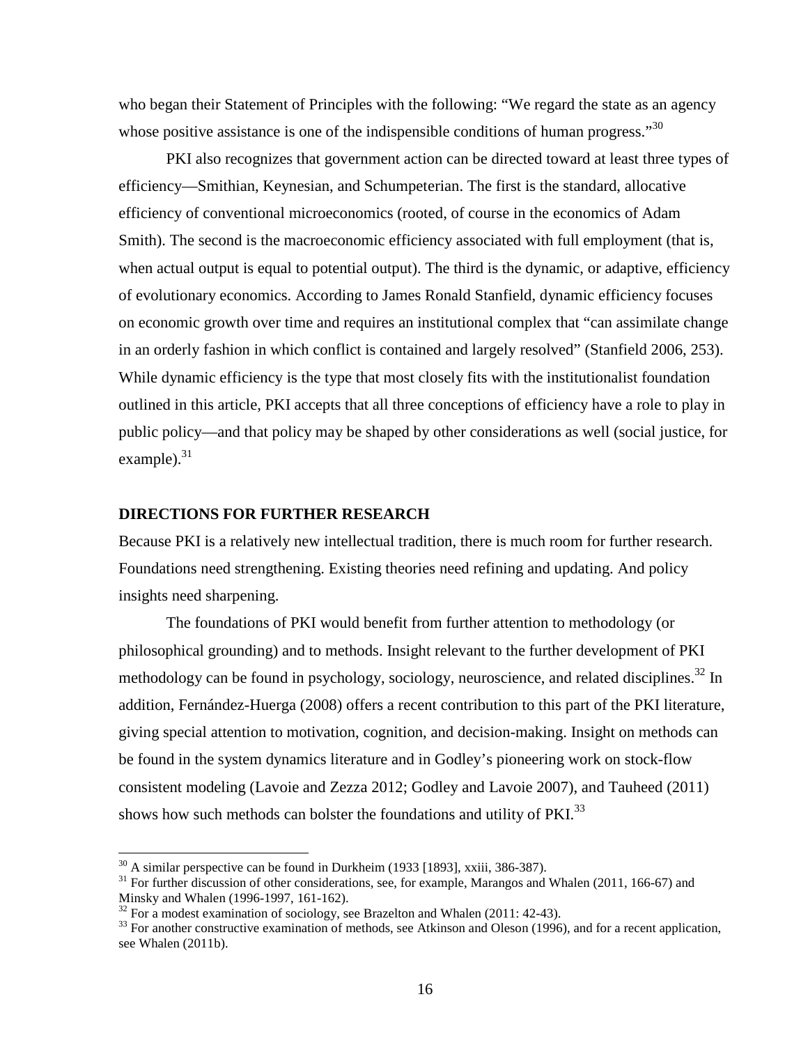who began their Statement of Principles with the following: “We regard the state as an agency whose positive assistance is one of the indispensible conditions of human progress.”[30]

PKI also recognizes that government action can be directed toward at least three types of efficiency—Smithian, Keynesian, and Schumpeterian. The first is the standard, allocative efficiency of conventional microeconomics (rooted, of course in the economics of Adam Smith). The second is the macroeconomic efficiency associated with full employment (that is, when actual output is equal to potential output). The third is the dynamic, or adaptive, efficiency of evolutionary economics. According to James Ronald Stanfield, dynamic efficiency focuses on economic growth over time and requires an institutional complex that “can assimilate change in an orderly fashion in which conflict is contained and largely resolved” (Stanfield 2006, 253). While dynamic efficiency is the type that most closely fits with the institutionalist foundation outlined in this article, PKI accepts that all three conceptions of efficiency have a role to play in public policy—and that policy may be shaped by other considerations as well (social justice, for example).[31]

## DIRECTIONS FOR FURTHER RESEARCH

Because PKI is a relatively new intellectual tradition, there is much room for further research. Foundations need strengthening. Existing theories need refining and updating. And policy insights need sharpening.

The foundations of PKI would benefit from further attention to methodology (or philosophical grounding) and to methods. Insight relevant to the further development of PKI methodology can be found in psychology, sociology, neuroscience, and related disciplines.[32] In addition, Fernández-Huerga (2008) offers a recent contribution to this part of the PKI literature, giving special attention to motivation, cognition, and decision-making. Insight on methods can be found in the system dynamics literature and in Godley’s pioneering work on stock-flow consistent modeling (Lavoie and Zezza 2012; Godley and Lavoie 2007), and Tauheed (2011) shows how such methods can bolster the foundations and utility of PKI.[33]

---

[30] A similar perspective can be found in Durkheim (1933 [1893], xxiii, 386-387).

[31] For further discussion of other considerations, see, for example, Marangos and Whalen (2011, 166-67) and Minsky and Whalen (1996-1997, 161-162).

[32] For a modest examination of sociology, see Brazelton and Whalen (2011: 42-43).

[33] For another constructive examination of methods, see Atkinson and Oleson (1996), and for a recent application, see Whalen (2011b).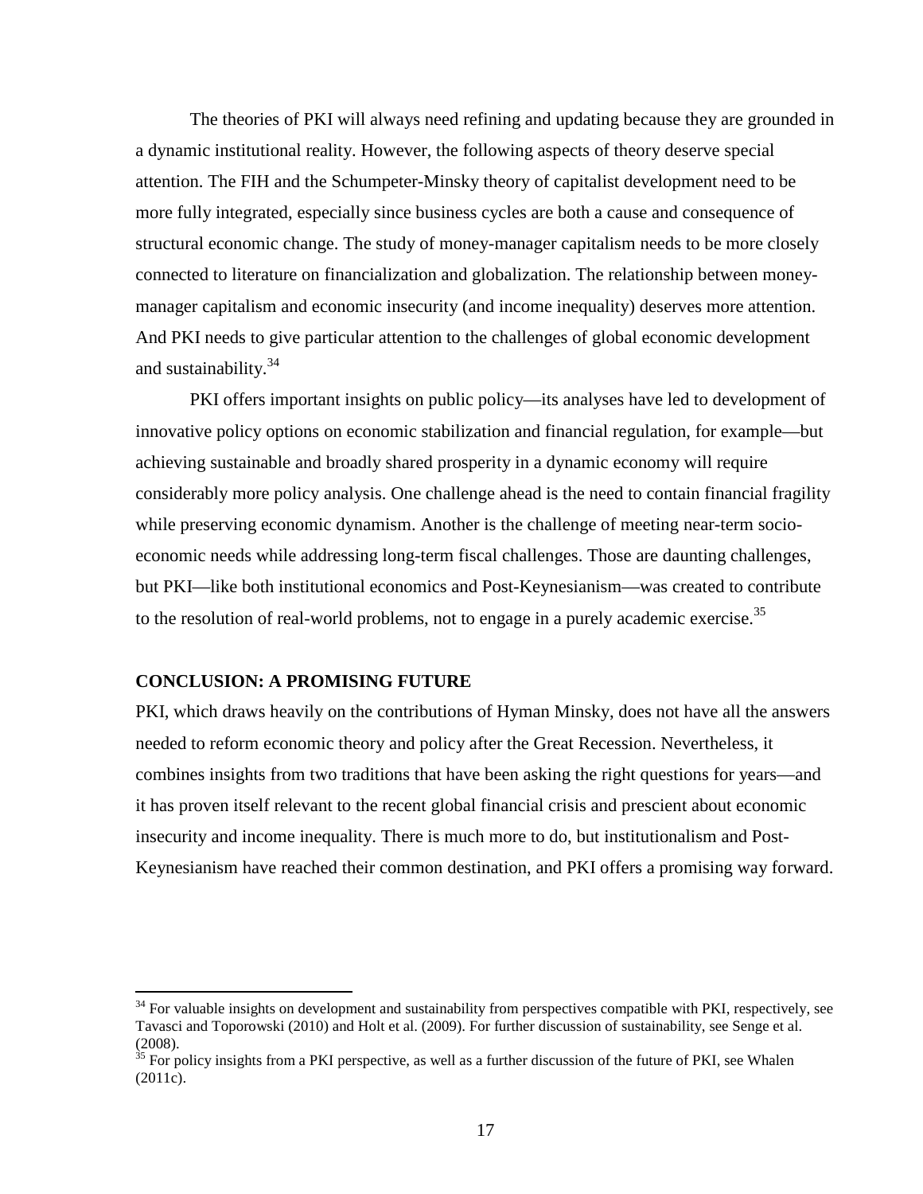The theories of PKI will always need refining and updating because they are grounded in a dynamic institutional reality. However, the following aspects of theory deserve special attention. The FIH and the Schumpeter-Minsky theory of capitalist development need to be more fully integrated, especially since business cycles are both a cause and consequence of structural economic change. The study of money-manager capitalism needs to be more closely connected to literature on financialization and globalization. The relationship between money-manager capitalism and economic insecurity (and income inequality) deserves more attention. And PKI needs to give particular attention to the challenges of global economic development and sustainability.[34]

PKI offers important insights on public policy—its analyses have led to development of innovative policy options on economic stabilization and financial regulation, for example—but achieving sustainable and broadly shared prosperity in a dynamic economy will require considerably more policy analysis. One challenge ahead is the need to contain financial fragility while preserving economic dynamism. Another is the challenge of meeting near-term socio-economic needs while addressing long-term fiscal challenges. Those are daunting challenges, but PKI—like both institutional economics and Post-Keynesianism—was created to contribute to the resolution of real-world problems, not to engage in a purely academic exercise.[35]

## CONCLUSION: A PROMISING FUTURE

PKI, which draws heavily on the contributions of Hyman Minsky, does not have all the answers needed to reform economic theory and policy after the Great Recession. Nevertheless, it combines insights from two traditions that have been asking the right questions for years—and it has proven itself relevant to the recent global financial crisis and prescient about economic insecurity and income inequality. There is much more to do, but institutionalism and Post-Keynesianism have reached their common destination, and PKI offers a promising way forward.

---

[34] For valuable insights on development and sustainability from perspectives compatible with PKI, respectively, see Tavasci and Toporowski (2010) and Holt et al. (2009). For further discussion of sustainability, see Senge et al. (2008).

[35] For policy insights from a PKI perspective, as well as a further discussion of the future of PKI, see Whalen (2011c).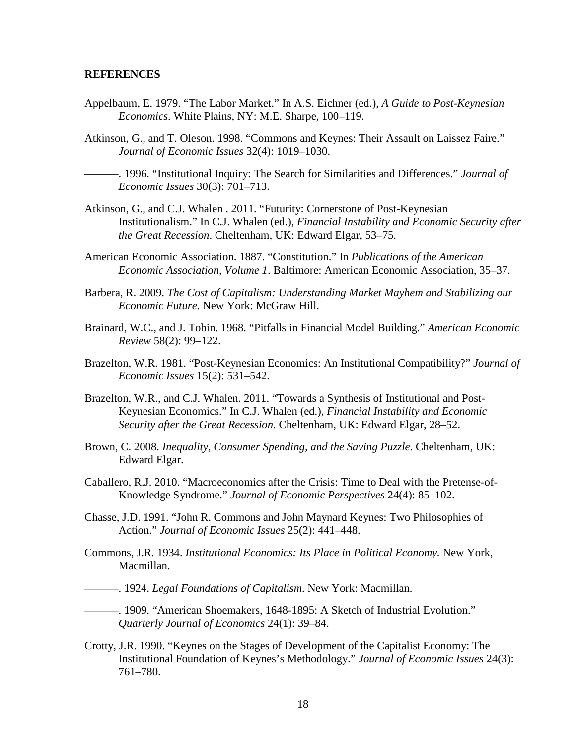**REFERENCES**

Appelbaum, E. 1979. "The Labor Market." In A.S. Eichner (ed.), *A Guide to Post-Keynesian Economics*. White Plains, NY: M.E. Sharpe, 100–119.

Atkinson, G., and T. Oleson. 1998. "Commons and Keynes: Their Assault on Laissez Faire." *Journal of Economic Issues* 32(4): 1019–1030.

———. 1996. "Institutional Inquiry: The Search for Similarities and Differences." *Journal of Economic Issues* 30(3): 701–713.

Atkinson, G., and C.J. Whalen . 2011. "Futurity: Cornerstone of Post-Keynesian Institutionalism." In C.J. Whalen (ed.), *Financial Instability and Economic Security after the Great Recession*. Cheltenham, UK: Edward Elgar, 53–75.

American Economic Association. 1887. "Constitution." In *Publications of the American Economic Association, Volume 1*. Baltimore: American Economic Association, 35–37.

Barbera, R. 2009. *The Cost of Capitalism: Understanding Market Mayhem and Stabilizing our Economic Future*. New York: McGraw Hill.

Brainard, W.C., and J. Tobin. 1968. "Pitfalls in Financial Model Building." *American Economic Review* 58(2): 99–122.

Brazelton, W.R. 1981. "Post-Keynesian Economics: An Institutional Compatibility?" *Journal of Economic Issues* 15(2): 531–542.

Brazelton, W.R., and C.J. Whalen. 2011. "Towards a Synthesis of Institutional and Post-Keynesian Economics." In C.J. Whalen (ed.), *Financial Instability and Economic Security after the Great Recession*. Cheltenham, UK: Edward Elgar, 28–52.

Brown, C. 2008. *Inequality, Consumer Spending, and the Saving Puzzle*. Cheltenham, UK: Edward Elgar.

Caballero, R.J. 2010. "Macroeconomics after the Crisis: Time to Deal with the Pretense-of-Knowledge Syndrome." *Journal of Economic Perspectives* 24(4): 85–102.

Chasse, J.D. 1991. "John R. Commons and John Maynard Keynes: Two Philosophies of Action." *Journal of Economic Issues* 25(2): 441–448.

Commons, J.R. 1934. *Institutional Economics: Its Place in Political Economy.* New York, Macmillan.

———. 1924. *Legal Foundations of Capitalism*. New York: Macmillan.

———. 1909. "American Shoemakers, 1648-1895: A Sketch of Industrial Evolution." *Quarterly Journal of Economics* 24(1): 39–84.

Crotty, J.R. 1990. "Keynes on the Stages of Development of the Capitalist Economy: The Institutional Foundation of Keynes's Methodology." *Journal of Economic Issues* 24(3): 761–780.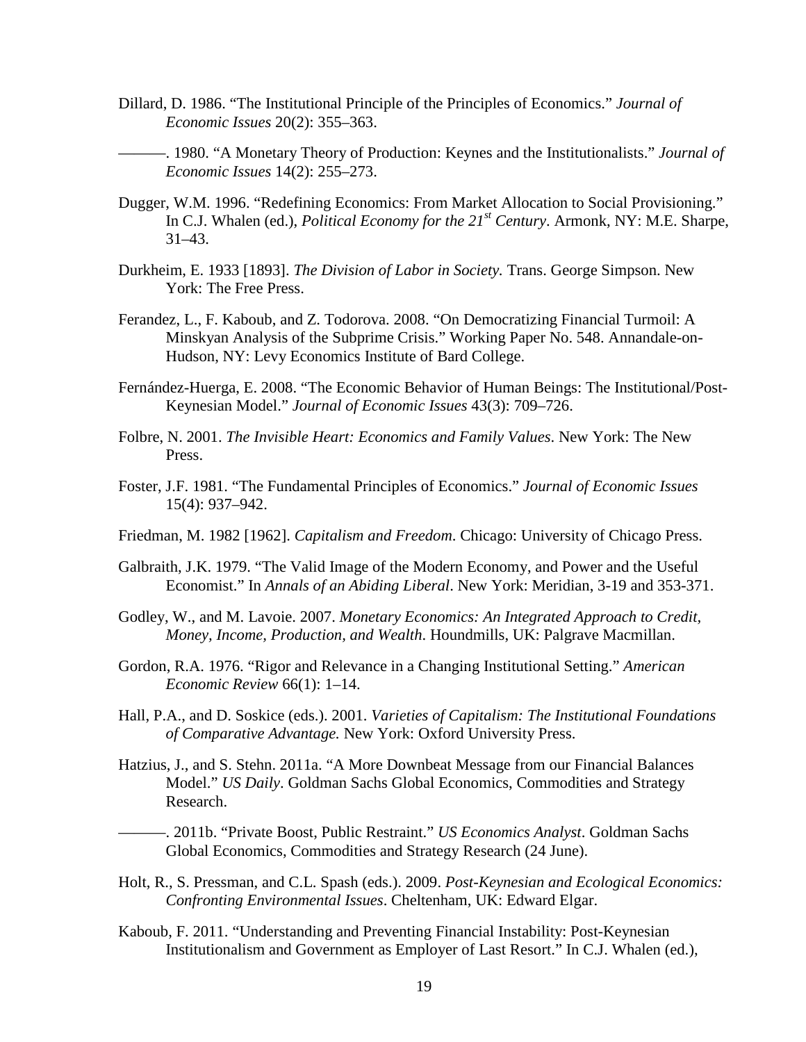Dillard, D. 1986. "The Institutional Principle of the Principles of Economics." *Journal of Economic Issues* 20(2): 355–363.

———. 1980. "A Monetary Theory of Production: Keynes and the Institutionalists." *Journal of Economic Issues* 14(2): 255–273.

Dugger, W.M. 1996. "Redefining Economics: From Market Allocation to Social Provisioning." In C.J. Whalen (ed.), *Political Economy for the 21st Century*. Armonk, NY: M.E. Sharpe, 31–43.

Durkheim, E. 1933 [1893]. *The Division of Labor in Society.* Trans. George Simpson. New York: The Free Press.

Ferandez, L., F. Kaboub, and Z. Todorova. 2008. "On Democratizing Financial Turmoil: A Minskyan Analysis of the Subprime Crisis." Working Paper No. 548. Annandale-on-Hudson, NY: Levy Economics Institute of Bard College.

Fernández-Huerga, E. 2008. "The Economic Behavior of Human Beings: The Institutional/Post-Keynesian Model." *Journal of Economic Issues* 43(3): 709–726.

Folbre, N. 2001. *The Invisible Heart: Economics and Family Values*. New York: The New Press.

Foster, J.F. 1981. "The Fundamental Principles of Economics." *Journal of Economic Issues* 15(4): 937–942.

Friedman, M. 1982 [1962]. *Capitalism and Freedom*. Chicago: University of Chicago Press.

Galbraith, J.K. 1979. "The Valid Image of the Modern Economy, and Power and the Useful Economist." In *Annals of an Abiding Liberal*. New York: Meridian, 3-19 and 353-371.

Godley, W., and M. Lavoie. 2007. *Monetary Economics: An Integrated Approach to Credit, Money, Income, Production, and Wealth*. Houndmills, UK: Palgrave Macmillan.

Gordon, R.A. 1976. "Rigor and Relevance in a Changing Institutional Setting." *American Economic Review* 66(1): 1–14.

Hall, P.A., and D. Soskice (eds.). 2001. *Varieties of Capitalism: The Institutional Foundations of Comparative Advantage.* New York: Oxford University Press.

Hatzius, J., and S. Stehn. 2011a. "A More Downbeat Message from our Financial Balances Model." *US Daily*. Goldman Sachs Global Economics, Commodities and Strategy Research.

———. 2011b. "Private Boost, Public Restraint." *US Economics Analyst*. Goldman Sachs Global Economics, Commodities and Strategy Research (24 June).

Holt, R., S. Pressman, and C.L. Spash (eds.). 2009. *Post-Keynesian and Ecological Economics: Confronting Environmental Issues*. Cheltenham, UK: Edward Elgar.

Kaboub, F. 2011. "Understanding and Preventing Financial Instability: Post-Keynesian Institutionalism and Government as Employer of Last Resort." In C.J. Whalen (ed.),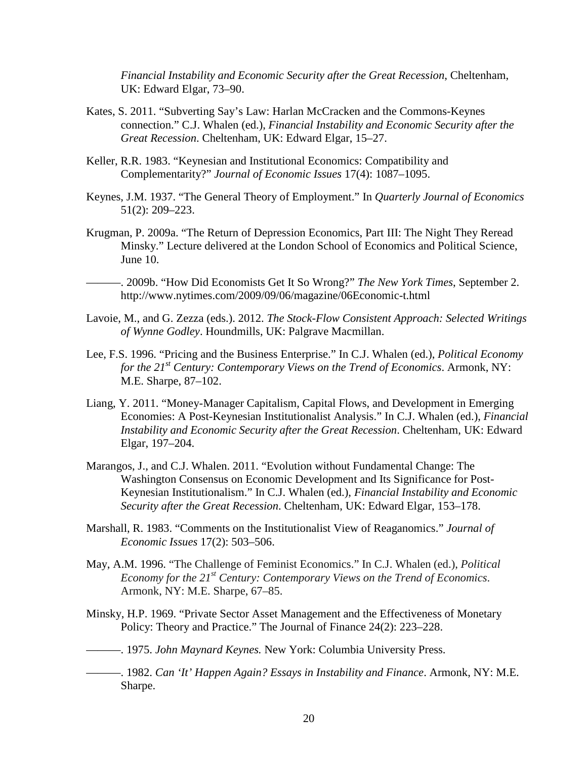*Financial Instability and Economic Security after the Great Recession*, Cheltenham, UK: Edward Elgar, 73–90.

Kates, S. 2011. "Subverting Say's Law: Harlan McCracken and the Commons-Keynes connection." C.J. Whalen (ed.), *Financial Instability and Economic Security after the Great Recession*. Cheltenham, UK: Edward Elgar, 15–27.

Keller, R.R. 1983. "Keynesian and Institutional Economics: Compatibility and Complementarity?" *Journal of Economic Issues* 17(4): 1087–1095.

Keynes, J.M. 1937. "The General Theory of Employment." In *Quarterly Journal of Economics* 51(2): 209–223.

Krugman, P. 2009a. "The Return of Depression Economics, Part III: The Night They Reread Minsky." Lecture delivered at the London School of Economics and Political Science, June 10.

———. 2009b. "How Did Economists Get It So Wrong?" *The New York Times*, September 2. http://www.nytimes.com/2009/09/06/magazine/06Economic-t.html

Lavoie, M., and G. Zezza (eds.). 2012. *The Stock-Flow Consistent Approach: Selected Writings of Wynne Godley*. Houndmills, UK: Palgrave Macmillan.

Lee, F.S. 1996. "Pricing and the Business Enterprise." In C.J. Whalen (ed.), *Political Economy for the 21st Century: Contemporary Views on the Trend of Economics*. Armonk, NY: M.E. Sharpe, 87–102.

Liang, Y. 2011. "Money-Manager Capitalism, Capital Flows, and Development in Emerging Economies: A Post-Keynesian Institutionalist Analysis." In C.J. Whalen (ed.), *Financial Instability and Economic Security after the Great Recession*. Cheltenham, UK: Edward Elgar, 197–204.

Marangos, J., and C.J. Whalen. 2011. "Evolution without Fundamental Change: The Washington Consensus on Economic Development and Its Significance for Post-Keynesian Institutionalism." In C.J. Whalen (ed.), *Financial Instability and Economic Security after the Great Recession*. Cheltenham, UK: Edward Elgar, 153–178.

Marshall, R. 1983. "Comments on the Institutionalist View of Reaganomics." *Journal of Economic Issues* 17(2): 503–506.

May, A.M. 1996. "The Challenge of Feminist Economics." In C.J. Whalen (ed.), *Political Economy for the 21st Century: Contemporary Views on the Trend of Economics*. Armonk, NY: M.E. Sharpe, 67–85.

Minsky, H.P. 1969. "Private Sector Asset Management and the Effectiveness of Monetary Policy: Theory and Practice." The Journal of Finance 24(2): 223–228.

———. 1975. *John Maynard Keynes.* New York: Columbia University Press.

———. 1982. *Can 'It' Happen Again? Essays in Instability and Finance*. Armonk, NY: M.E. Sharpe.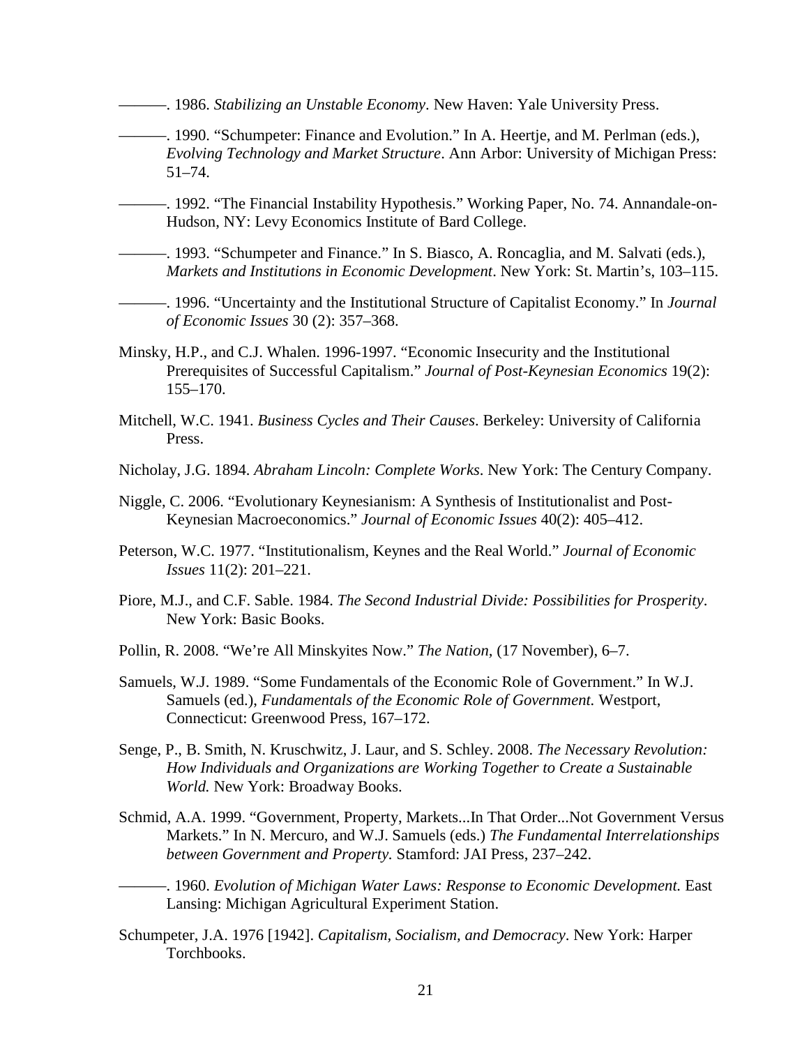———. 1986. *Stabilizing an Unstable Economy*. New Haven: Yale University Press.

———. 1990. "Schumpeter: Finance and Evolution." In A. Heertje, and M. Perlman (eds.), *Evolving Technology and Market Structure*. Ann Arbor: University of Michigan Press: 51–74.

———. 1992. "The Financial Instability Hypothesis." Working Paper, No. 74. Annandale-on-Hudson, NY: Levy Economics Institute of Bard College.

———. 1993. "Schumpeter and Finance." In S. Biasco, A. Roncaglia, and M. Salvati (eds.), *Markets and Institutions in Economic Development*. New York: St. Martin's, 103–115.

———. 1996. "Uncertainty and the Institutional Structure of Capitalist Economy." In *Journal of Economic Issues* 30 (2): 357–368.

Minsky, H.P., and C.J. Whalen. 1996-1997. "Economic Insecurity and the Institutional Prerequisites of Successful Capitalism." *Journal of Post-Keynesian Economics* 19(2): 155–170.

Mitchell, W.C. 1941. *Business Cycles and Their Causes*. Berkeley: University of California Press.

Nicholay, J.G. 1894. *Abraham Lincoln: Complete Works*. New York: The Century Company.

Niggle, C. 2006. "Evolutionary Keynesianism: A Synthesis of Institutionalist and Post-Keynesian Macroeconomics." *Journal of Economic Issues* 40(2): 405–412.

Peterson, W.C. 1977. "Institutionalism, Keynes and the Real World." *Journal of Economic Issues* 11(2): 201–221.

Piore, M.J., and C.F. Sable. 1984. *The Second Industrial Divide: Possibilities for Prosperity*. New York: Basic Books.

Pollin, R. 2008. "We're All Minskyites Now." *The Nation*, (17 November), 6–7.

Samuels, W.J. 1989. "Some Fundamentals of the Economic Role of Government." In W.J. Samuels (ed.), *Fundamentals of the Economic Role of Government.* Westport, Connecticut: Greenwood Press, 167–172.

Senge, P., B. Smith, N. Kruschwitz, J. Laur, and S. Schley. 2008. *The Necessary Revolution: How Individuals and Organizations are Working Together to Create a Sustainable World.* New York: Broadway Books.

Schmid, A.A. 1999. "Government, Property, Markets...In That Order...Not Government Versus Markets." In N. Mercuro, and W.J. Samuels (eds.) *The Fundamental Interrelationships between Government and Property.* Stamford: JAI Press, 237–242.

———. 1960. *Evolution of Michigan Water Laws: Response to Economic Development.* East Lansing: Michigan Agricultural Experiment Station.

Schumpeter, J.A. 1976 [1942]. *Capitalism, Socialism, and Democracy*. New York: Harper Torchbooks.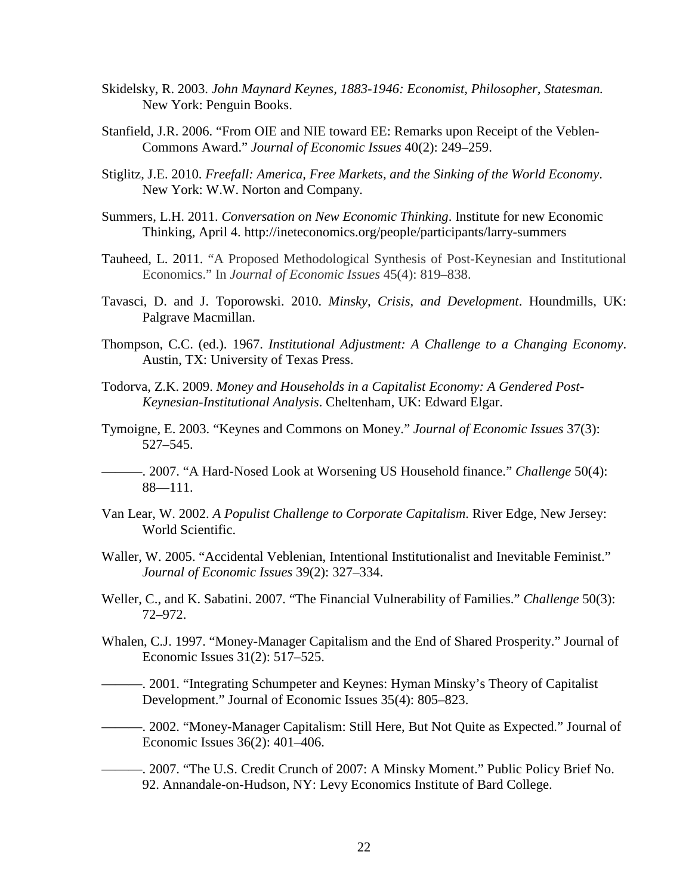Skidelsky, R. 2003. *John Maynard Keynes, 1883-1946: Economist, Philosopher, Statesman.* New York: Penguin Books.

Stanfield, J.R. 2006. "From OIE and NIE toward EE: Remarks upon Receipt of the Veblen-Commons Award." *Journal of Economic Issues* 40(2): 249–259.

Stiglitz, J.E. 2010. *Freefall: America, Free Markets, and the Sinking of the World Economy*. New York: W.W. Norton and Company.

Summers, L.H. 2011. *Conversation on New Economic Thinking*. Institute for new Economic Thinking, April 4. http://ineteconomics.org/people/participants/larry-summers

Tauheed, L. 2011. "A Proposed Methodological Synthesis of Post-Keynesian and Institutional Economics." In *Journal of Economic Issues* 45(4): 819–838.

Tavasci, D. and J. Toporowski. 2010. *Minsky, Crisis, and Development*. Houndmills, UK: Palgrave Macmillan.

Thompson, C.C. (ed.). 1967. *Institutional Adjustment: A Challenge to a Changing Economy*. Austin, TX: University of Texas Press.

Todorva, Z.K. 2009. *Money and Households in a Capitalist Economy: A Gendered Post-Keynesian-Institutional Analysis*. Cheltenham, UK: Edward Elgar.

Tymoigne, E. 2003. "Keynes and Commons on Money." *Journal of Economic Issues* 37(3): 527–545.

———. 2007. "A Hard-Nosed Look at Worsening US Household finance." *Challenge* 50(4): 88—111.

Van Lear, W. 2002. *A Populist Challenge to Corporate Capitalism*. River Edge, New Jersey: World Scientific.

Waller, W. 2005. "Accidental Veblenian, Intentional Institutionalist and Inevitable Feminist." *Journal of Economic Issues* 39(2): 327–334.

Weller, C., and K. Sabatini. 2007. "The Financial Vulnerability of Families." *Challenge* 50(3): 72–972.

Whalen, C.J. 1997. "Money-Manager Capitalism and the End of Shared Prosperity." Journal of Economic Issues 31(2): 517–525.

———. 2001. "Integrating Schumpeter and Keynes: Hyman Minsky's Theory of Capitalist Development." Journal of Economic Issues 35(4): 805–823.

———. 2002. "Money-Manager Capitalism: Still Here, But Not Quite as Expected." Journal of Economic Issues 36(2): 401–406.

———. 2007. "The U.S. Credit Crunch of 2007: A Minsky Moment." Public Policy Brief No. 92. Annandale-on-Hudson, NY: Levy Economics Institute of Bard College.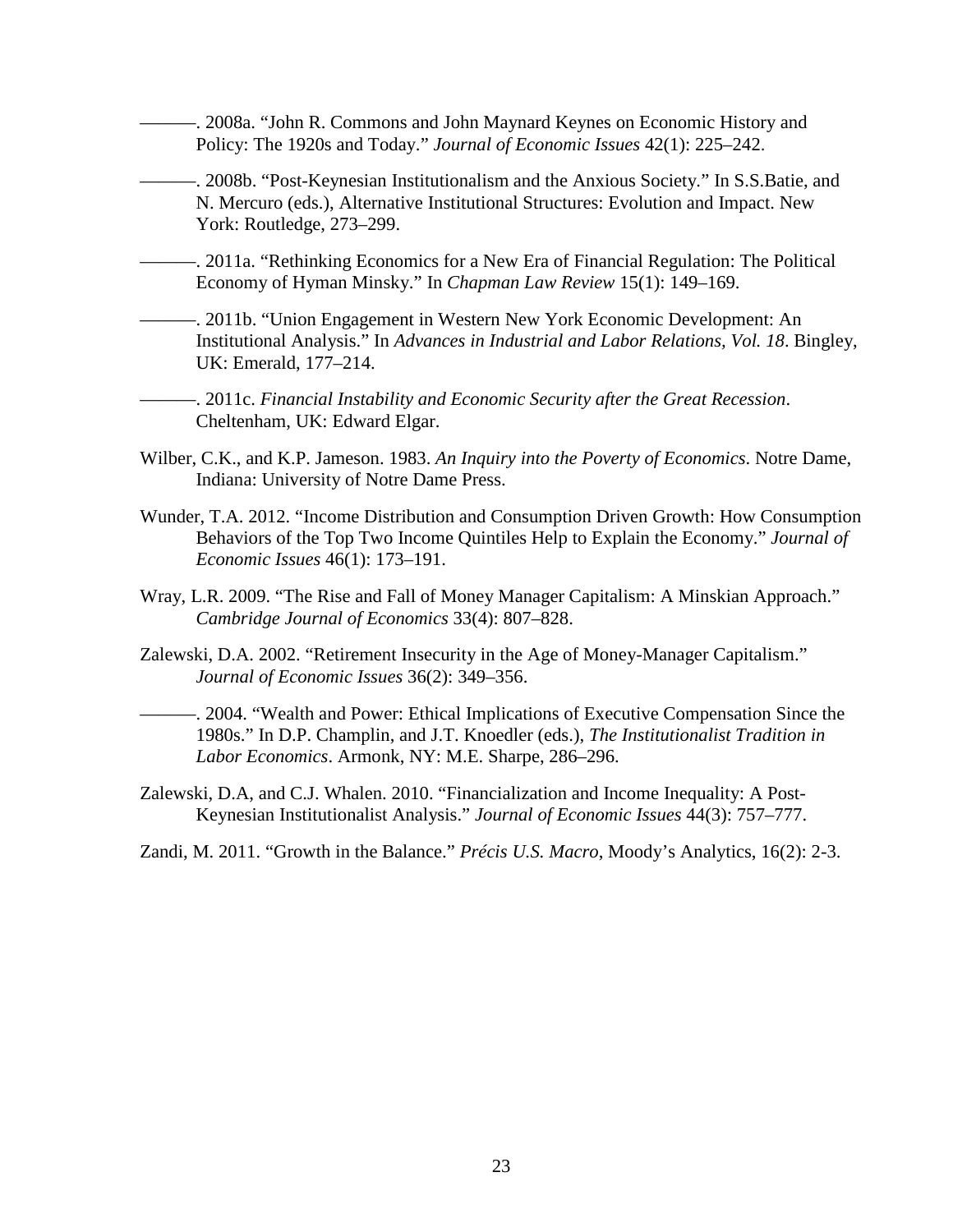———. 2008a. “John R. Commons and John Maynard Keynes on Economic History and Policy: The 1920s and Today.” *Journal of Economic Issues* 42(1): 225–242.

———. 2008b. “Post-Keynesian Institutionalism and the Anxious Society.” In S.S.Batie, and N. Mercuro (eds.), Alternative Institutional Structures: Evolution and Impact. New York: Routledge, 273–299.

———. 2011a. “Rethinking Economics for a New Era of Financial Regulation: The Political Economy of Hyman Minsky.” In *Chapman Law Review* 15(1): 149–169.

———. 2011b. “Union Engagement in Western New York Economic Development: An Institutional Analysis.” In *Advances in Industrial and Labor Relations, Vol. 18*. Bingley, UK: Emerald, 177–214.

———. 2011c. *Financial Instability and Economic Security after the Great Recession*. Cheltenham, UK: Edward Elgar.

Wilber, C.K., and K.P. Jameson. 1983. *An Inquiry into the Poverty of Economics*. Notre Dame, Indiana: University of Notre Dame Press.

Wunder, T.A. 2012. “Income Distribution and Consumption Driven Growth: How Consumption Behaviors of the Top Two Income Quintiles Help to Explain the Economy.” *Journal of Economic Issues* 46(1): 173–191.

Wray, L.R. 2009. “The Rise and Fall of Money Manager Capitalism: A Minskian Approach.” *Cambridge Journal of Economics* 33(4): 807–828.

Zalewski, D.A. 2002. “Retirement Insecurity in the Age of Money-Manager Capitalism.” *Journal of Economic Issues* 36(2): 349–356.

———. 2004. “Wealth and Power: Ethical Implications of Executive Compensation Since the 1980s.” In D.P. Champlin, and J.T. Knoedler (eds.), *The Institutionalist Tradition in Labor Economics*. Armonk, NY: M.E. Sharpe, 286–296.

Zalewski, D.A, and C.J. Whalen. 2010. “Financialization and Income Inequality: A Post-Keynesian Institutionalist Analysis.” *Journal of Economic Issues* 44(3): 757–777.

Zandi, M. 2011. “Growth in the Balance.” *Précis U.S. Macro*, Moody’s Analytics, 16(2): 2-3.